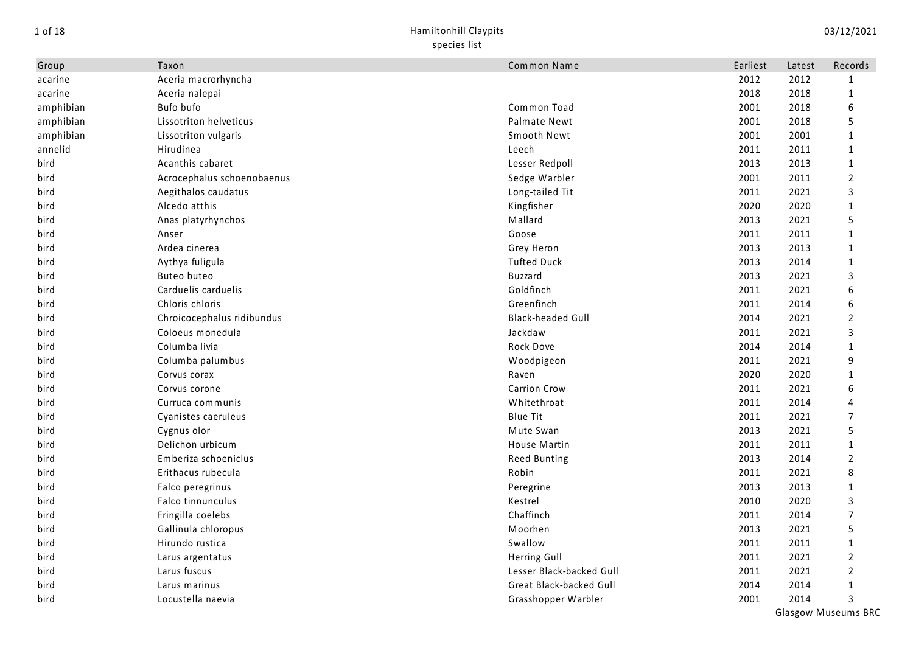# Hamiltonhill Claypits

species list

03/12/2021

| Group | Taxon | Common Name | Earliest | Latest | Records |
|---|---|---|---|---|---|
| acarine | Aceria macrorhyncha | | 2012 | 2012 | 1 |
| acarine | Aceria nalepai | | 2018 | 2018 | 1 |
| amphibian | Bufo bufo | Common Toad | 2001 | 2018 | 6 |
| amphibian | Lissotriton helveticus | Palmate Newt | 2001 | 2018 | 5 |
| amphibian | Lissotriton vulgaris | Smooth Newt | 2001 | 2001 | 1 |
| annelid | Hirudinea | Leech | 2011 | 2011 | 1 |
| bird | Acanthis cabaret | Lesser Redpoll | 2013 | 2013 | 1 |
| bird | Acrocephalus schoenobaenus | Sedge Warbler | 2001 | 2011 | 2 |
| bird | Aegithalos caudatus | Long-tailed Tit | 2011 | 2021 | 3 |
| bird | Alcedo atthis | Kingfisher | 2020 | 2020 | 1 |
| bird | Anas platyrhynchos | Mallard | 2013 | 2021 | 5 |
| bird | Anser | Goose | 2011 | 2011 | 1 |
| bird | Ardea cinerea | Grey Heron | 2013 | 2013 | 1 |
| bird | Aythya fuligula | Tufted Duck | 2013 | 2014 | 1 |
| bird | Buteo buteo | Buzzard | 2013 | 2021 | 3 |
| bird | Carduelis carduelis | Goldfinch | 2011 | 2021 | 6 |
| bird | Chloris chloris | Greenfinch | 2011 | 2014 | 6 |
| bird | Chroicocephalus ridibundus | Black-headed Gull | 2014 | 2021 | 2 |
| bird | Coloeus monedula | Jackdaw | 2011 | 2021 | 3 |
| bird | Columba livia | Rock Dove | 2014 | 2014 | 1 |
| bird | Columba palumbus | Woodpigeon | 2011 | 2021 | 9 |
| bird | Corvus corax | Raven | 2020 | 2020 | 1 |
| bird | Corvus corone | Carrion Crow | 2011 | 2021 | 6 |
| bird | Curruca communis | Whitethroat | 2011 | 2014 | 4 |
| bird | Cyanistes caeruleus | Blue Tit | 2011 | 2021 | 7 |
| bird | Cygnus olor | Mute Swan | 2013 | 2021 | 5 |
| bird | Delichon urbicum | House Martin | 2011 | 2011 | 1 |
| bird | Emberiza schoeniclus | Reed Bunting | 2013 | 2014 | 2 |
| bird | Erithacus rubecula | Robin | 2011 | 2021 | 8 |
| bird | Falco peregrinus | Peregrine | 2013 | 2013 | 1 |
| bird | Falco tinnunculus | Kestrel | 2010 | 2020 | 3 |
| bird | Fringilla coelebs | Chaffinch | 2011 | 2014 | 7 |
| bird | Gallinula chloropus | Moorhen | 2013 | 2021 | 5 |
| bird | Hirundo rustica | Swallow | 2011 | 2011 | 1 |
| bird | Larus argentatus | Herring Gull | 2011 | 2021 | 2 |
| bird | Larus fuscus | Lesser Black-backed Gull | 2011 | 2021 | 2 |
| bird | Larus marinus | Great Black-backed Gull | 2014 | 2014 | 1 |
| bird | Locustella naevia | Grasshopper Warbler | 2001 | 2014 | 3 |

Glasgow Museums BRC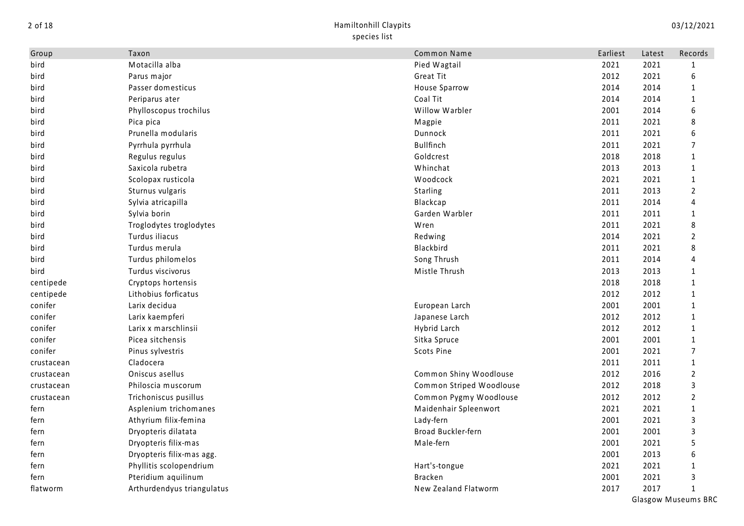| Group | Taxon | Common Name | Earliest | Latest | Records |
|---|---|---|---|---|---|
| bird | Motacilla alba | Pied Wagtail | 2021 | 2021 | 1 |
| bird | Parus major | Great Tit | 2012 | 2021 | 6 |
| bird | Passer domesticus | House Sparrow | 2014 | 2014 | 1 |
| bird | Periparus ater | Coal Tit | 2014 | 2014 | 1 |
| bird | Phylloscopus trochilus | Willow Warbler | 2001 | 2014 | 6 |
| bird | Pica pica | Magpie | 2011 | 2021 | 8 |
| bird | Prunella modularis | Dunnock | 2011 | 2021 | 6 |
| bird | Pyrrhula pyrrhula | Bullfinch | 2011 | 2021 | 7 |
| bird | Regulus regulus | Goldcrest | 2018 | 2018 | 1 |
| bird | Saxicola rubetra | Whinchat | 2013 | 2013 | 1 |
| bird | Scolopax rusticola | Woodcock | 2021 | 2021 | 1 |
| bird | Sturnus vulgaris | Starling | 2011 | 2013 | 2 |
| bird | Sylvia atricapilla | Blackcap | 2011 | 2014 | 4 |
| bird | Sylvia borin | Garden Warbler | 2011 | 2011 | 1 |
| bird | Troglodytes troglodytes | Wren | 2011 | 2021 | 8 |
| bird | Turdus iliacus | Redwing | 2014 | 2021 | 2 |
| bird | Turdus merula | Blackbird | 2011 | 2021 | 8 |
| bird | Turdus philomelos | Song Thrush | 2011 | 2014 | 4 |
| bird | Turdus viscivorus | Mistle Thrush | 2013 | 2013 | 1 |
| centipede | Cryptops hortensis | | 2018 | 2018 | 1 |
| centipede | Lithobius forficatus | | 2012 | 2012 | 1 |
| conifer | Larix decidua | European Larch | 2001 | 2001 | 1 |
| conifer | Larix kaempferi | Japanese Larch | 2012 | 2012 | 1 |
| conifer | Larix x marschlinsii | Hybrid Larch | 2012 | 2012 | 1 |
| conifer | Picea sitchensis | Sitka Spruce | 2001 | 2001 | 1 |
| conifer | Pinus sylvestris | Scots Pine | 2001 | 2021 | 7 |
| crustacean | Cladocera | | 2011 | 2011 | 1 |
| crustacean | Oniscus asellus | Common Shiny Woodlouse | 2012 | 2016 | 2 |
| crustacean | Philoscia muscorum | Common Striped Woodlouse | 2012 | 2018 | 3 |
| crustacean | Trichoniscus pusillus | Common Pygmy Woodlouse | 2012 | 2012 | 2 |
| fern | Asplenium trichomanes | Maidenhair Spleenwort | 2021 | 2021 | 1 |
| fern | Athyrium filix-femina | Lady-fern | 2001 | 2021 | 3 |
| fern | Dryopteris dilatata | Broad Buckler-fern | 2001 | 2001 | 3 |
| fern | Dryopteris filix-mas | Male-fern | 2001 | 2021 | 5 |
| fern | Dryopteris filix-mas agg. | | 2001 | 2013 | 6 |
| fern | Phyllitis scolopendrium | Hart's-tongue | 2021 | 2021 | 1 |
| fern | Pteridium aquilinum | Bracken | 2001 | 2021 | 3 |
| flatworm | Arthurdendyus triangulatus | New Zealand Flatworm | 2017 | 2017 | 1 |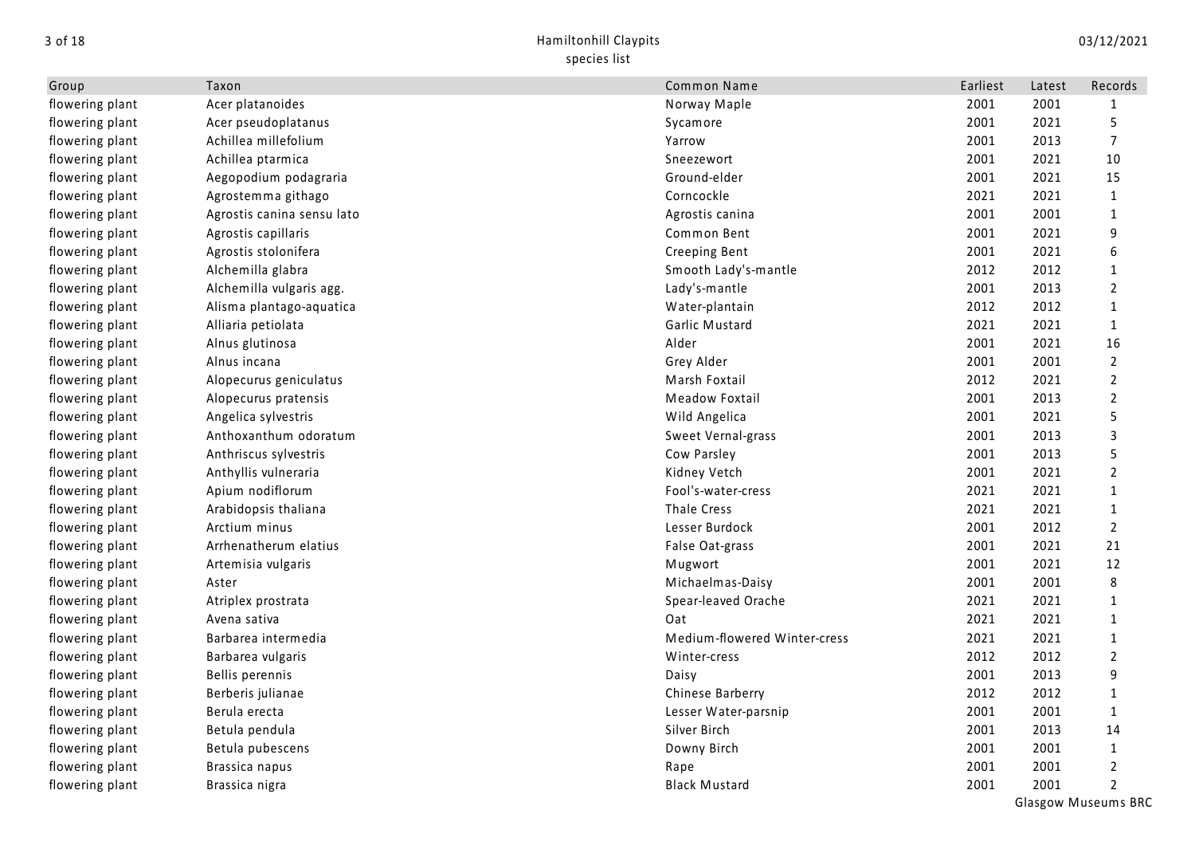| Group | Taxon | Common Name | Earliest | Latest | Records |
|---|---|---|---|---|---|
| flowering plant | Acer platanoides | Norway Maple | 2001 | 2001 | 1 |
| flowering plant | Acer pseudoplatanus | Sycamore | 2001 | 2021 | 5 |
| flowering plant | Achillea millefolium | Yarrow | 2001 | 2013 | 7 |
| flowering plant | Achillea ptarmica | Sneezewort | 2001 | 2021 | 10 |
| flowering plant | Aegopodium podagraria | Ground-elder | 2001 | 2021 | 15 |
| flowering plant | Agrostemma githago | Corncockle | 2021 | 2021 | 1 |
| flowering plant | Agrostis canina sensu lato | Agrostis canina | 2001 | 2001 | 1 |
| flowering plant | Agrostis capillaris | Common Bent | 2001 | 2021 | 9 |
| flowering plant | Agrostis stolonifera | Creeping Bent | 2001 | 2021 | 6 |
| flowering plant | Alchemilla glabra | Smooth Lady's-mantle | 2012 | 2012 | 1 |
| flowering plant | Alchemilla vulgaris agg. | Lady's-mantle | 2001 | 2013 | 2 |
| flowering plant | Alisma plantago-aquatica | Water-plantain | 2012 | 2012 | 1 |
| flowering plant | Alliaria petiolata | Garlic Mustard | 2021 | 2021 | 1 |
| flowering plant | Alnus glutinosa | Alder | 2001 | 2021 | 16 |
| flowering plant | Alnus incana | Grey Alder | 2001 | 2001 | 2 |
| flowering plant | Alopecurus geniculatus | Marsh Foxtail | 2012 | 2021 | 2 |
| flowering plant | Alopecurus pratensis | Meadow Foxtail | 2001 | 2013 | 2 |
| flowering plant | Angelica sylvestris | Wild Angelica | 2001 | 2021 | 5 |
| flowering plant | Anthoxanthum odoratum | Sweet Vernal-grass | 2001 | 2013 | 3 |
| flowering plant | Anthriscus sylvestris | Cow Parsley | 2001 | 2013 | 5 |
| flowering plant | Anthyllis vulneraria | Kidney Vetch | 2001 | 2021 | 2 |
| flowering plant | Apium nodiflorum | Fool's-water-cress | 2021 | 2021 | 1 |
| flowering plant | Arabidopsis thaliana | Thale Cress | 2021 | 2021 | 1 |
| flowering plant | Arctium minus | Lesser Burdock | 2001 | 2012 | 2 |
| flowering plant | Arrhenatherum elatius | False Oat-grass | 2001 | 2021 | 21 |
| flowering plant | Artemisia vulgaris | Mugwort | 2001 | 2021 | 12 |
| flowering plant | Aster | Michaelmas-Daisy | 2001 | 2001 | 8 |
| flowering plant | Atriplex prostrata | Spear-leaved Orache | 2021 | 2021 | 1 |
| flowering plant | Avena sativa | Oat | 2021 | 2021 | 1 |
| flowering plant | Barbarea intermedia | Medium-flowered Winter-cress | 2021 | 2021 | 1 |
| flowering plant | Barbarea vulgaris | Winter-cress | 2012 | 2012 | 2 |
| flowering plant | Bellis perennis | Daisy | 2001 | 2013 | 9 |
| flowering plant | Berberis julianae | Chinese Barberry | 2012 | 2012 | 1 |
| flowering plant | Berula erecta | Lesser Water-parsnip | 2001 | 2001 | 1 |
| flowering plant | Betula pendula | Silver Birch | 2001 | 2013 | 14 |
| flowering plant | Betula pubescens | Downy Birch | 2001 | 2001 | 1 |
| flowering plant | Brassica napus | Rape | 2001 | 2001 | 2 |
| flowering plant | Brassica nigra | Black Mustard | 2001 | 2001 | 2 |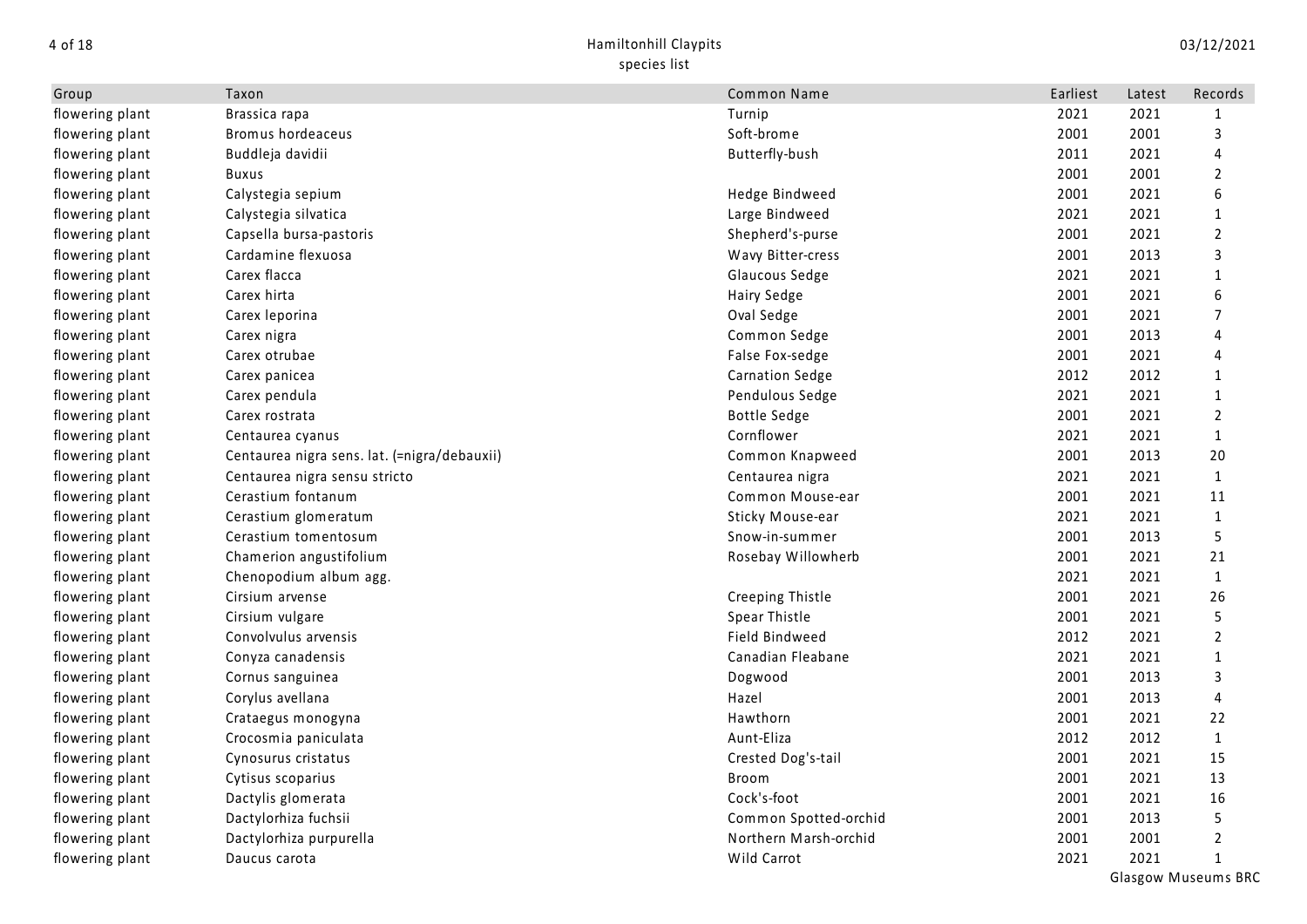| Group | Taxon | Common Name | Earliest | Latest | Records |
|---|---|---|---|---|---|
| flowering plant | Brassica rapa | Turnip | 2021 | 2021 | 1 |
| flowering plant | Bromus hordeaceus | Soft-brome | 2001 | 2001 | 3 |
| flowering plant | Buddleja davidii | Butterfly-bush | 2011 | 2021 | 4 |
| flowering plant | Buxus | | 2001 | 2001 | 2 |
| flowering plant | Calystegia sepium | Hedge Bindweed | 2001 | 2021 | 6 |
| flowering plant | Calystegia silvatica | Large Bindweed | 2021 | 2021 | 1 |
| flowering plant | Capsella bursa-pastoris | Shepherd's-purse | 2001 | 2021 | 2 |
| flowering plant | Cardamine flexuosa | Wavy Bitter-cress | 2001 | 2013 | 3 |
| flowering plant | Carex flacca | Glaucous Sedge | 2021 | 2021 | 1 |
| flowering plant | Carex hirta | Hairy Sedge | 2001 | 2021 | 6 |
| flowering plant | Carex leporina | Oval Sedge | 2001 | 2021 | 7 |
| flowering plant | Carex nigra | Common Sedge | 2001 | 2013 | 4 |
| flowering plant | Carex otrubae | False Fox-sedge | 2001 | 2021 | 4 |
| flowering plant | Carex panicea | Carnation Sedge | 2012 | 2012 | 1 |
| flowering plant | Carex pendula | Pendulous Sedge | 2021 | 2021 | 1 |
| flowering plant | Carex rostrata | Bottle Sedge | 2001 | 2021 | 2 |
| flowering plant | Centaurea cyanus | Cornflower | 2021 | 2021 | 1 |
| flowering plant | Centaurea nigra sens. lat. (=nigra/debauxii) | Common Knapweed | 2001 | 2013 | 20 |
| flowering plant | Centaurea nigra sensu stricto | Centaurea nigra | 2021 | 2021 | 1 |
| flowering plant | Cerastium fontanum | Common Mouse-ear | 2001 | 2021 | 11 |
| flowering plant | Cerastium glomeratum | Sticky Mouse-ear | 2021 | 2021 | 1 |
| flowering plant | Cerastium tomentosum | Snow-in-summer | 2001 | 2013 | 5 |
| flowering plant | Chamerion angustifolium | Rosebay Willowherb | 2001 | 2021 | 21 |
| flowering plant | Chenopodium album agg. | | 2021 | 2021 | 1 |
| flowering plant | Cirsium arvense | Creeping Thistle | 2001 | 2021 | 26 |
| flowering plant | Cirsium vulgare | Spear Thistle | 2001 | 2021 | 5 |
| flowering plant | Convolvulus arvensis | Field Bindweed | 2012 | 2021 | 2 |
| flowering plant | Conyza canadensis | Canadian Fleabane | 2021 | 2021 | 1 |
| flowering plant | Cornus sanguinea | Dogwood | 2001 | 2013 | 3 |
| flowering plant | Corylus avellana | Hazel | 2001 | 2013 | 4 |
| flowering plant | Crataegus monogyna | Hawthorn | 2001 | 2021 | 22 |
| flowering plant | Crocosmia paniculata | Aunt-Eliza | 2012 | 2012 | 1 |
| flowering plant | Cynosurus cristatus | Crested Dog's-tail | 2001 | 2021 | 15 |
| flowering plant | Cytisus scoparius | Broom | 2001 | 2021 | 13 |
| flowering plant | Dactylis glomerata | Cock's-foot | 2001 | 2021 | 16 |
| flowering plant | Dactylorhiza fuchsii | Common Spotted-orchid | 2001 | 2013 | 5 |
| flowering plant | Dactylorhiza purpurella | Northern Marsh-orchid | 2001 | 2001 | 2 |
| flowering plant | Daucus carota | Wild Carrot | 2021 | 2021 | 1 |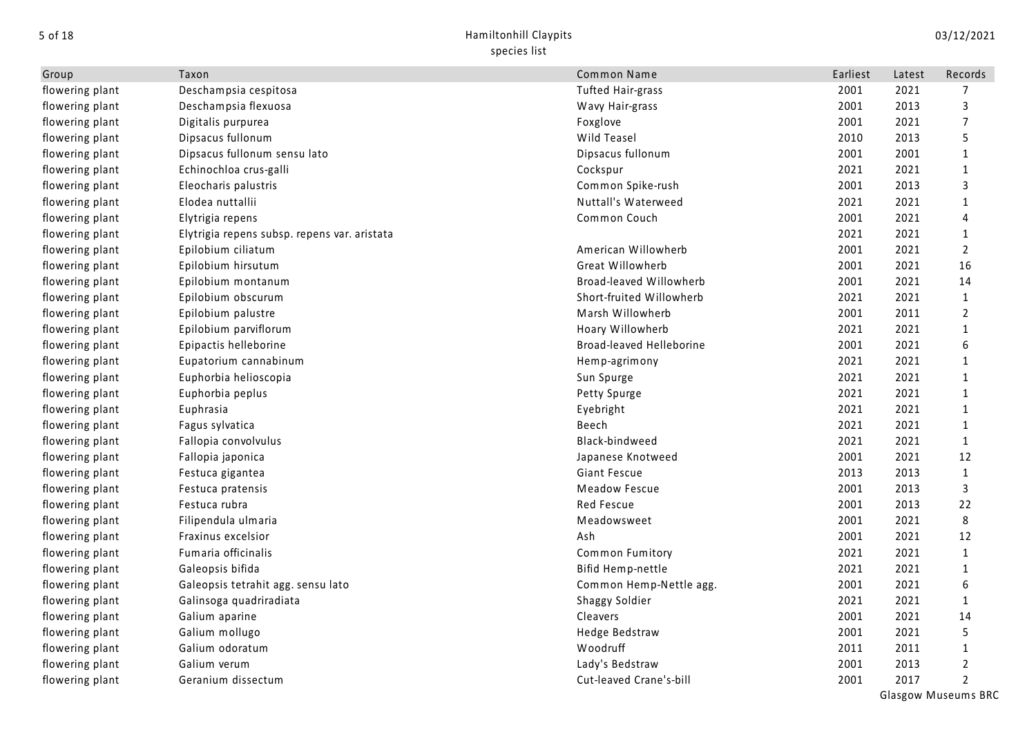| Group | Taxon | Common Name | Earliest | Latest | Records |
| --- | --- | --- | --- | --- | --- |
| flowering plant | Deschampsia cespitosa | Tufted Hair-grass | 2001 | 2021 | 7 |
| flowering plant | Deschampsia flexuosa | Wavy Hair-grass | 2001 | 2013 | 3 |
| flowering plant | Digitalis purpurea | Foxglove | 2001 | 2021 | 7 |
| flowering plant | Dipsacus fullonum | Wild Teasel | 2010 | 2013 | 5 |
| flowering plant | Dipsacus fullonum sensu lato | Dipsacus fullonum | 2001 | 2001 | 1 |
| flowering plant | Echinochloa crus-galli | Cockspur | 2021 | 2021 | 1 |
| flowering plant | Eleocharis palustris | Common Spike-rush | 2001 | 2013 | 3 |
| flowering plant | Elodea nuttallii | Nuttall's Waterweed | 2021 | 2021 | 1 |
| flowering plant | Elytrigia repens | Common Couch | 2001 | 2021 | 4 |
| flowering plant | Elytrigia repens subsp. repens var. aristata | | 2021 | 2021 | 1 |
| flowering plant | Epilobium ciliatum | American Willowherb | 2001 | 2021 | 2 |
| flowering plant | Epilobium hirsutum | Great Willowherb | 2001 | 2021 | 16 |
| flowering plant | Epilobium montanum | Broad-leaved Willowherb | 2001 | 2021 | 14 |
| flowering plant | Epilobium obscurum | Short-fruited Willowherb | 2021 | 2021 | 1 |
| flowering plant | Epilobium palustre | Marsh Willowherb | 2001 | 2011 | 2 |
| flowering plant | Epilobium parviflorum | Hoary Willowherb | 2021 | 2021 | 1 |
| flowering plant | Epipactis helleborine | Broad-leaved Helleborine | 2001 | 2021 | 6 |
| flowering plant | Eupatorium cannabinum | Hemp-agrimony | 2021 | 2021 | 1 |
| flowering plant | Euphorbia helioscopia | Sun Spurge | 2021 | 2021 | 1 |
| flowering plant | Euphorbia peplus | Petty Spurge | 2021 | 2021 | 1 |
| flowering plant | Euphrasia | Eyebright | 2021 | 2021 | 1 |
| flowering plant | Fagus sylvatica | Beech | 2021 | 2021 | 1 |
| flowering plant | Fallopia convolvulus | Black-bindweed | 2021 | 2021 | 1 |
| flowering plant | Fallopia japonica | Japanese Knotweed | 2001 | 2021 | 12 |
| flowering plant | Festuca gigantea | Giant Fescue | 2013 | 2013 | 1 |
| flowering plant | Festuca pratensis | Meadow Fescue | 2001 | 2013 | 3 |
| flowering plant | Festuca rubra | Red Fescue | 2001 | 2013 | 22 |
| flowering plant | Filipendula ulmaria | Meadowsweet | 2001 | 2021 | 8 |
| flowering plant | Fraxinus excelsior | Ash | 2001 | 2021 | 12 |
| flowering plant | Fumaria officinalis | Common Fumitory | 2021 | 2021 | 1 |
| flowering plant | Galeopsis bifida | Bifid Hemp-nettle | 2021 | 2021 | 1 |
| flowering plant | Galeopsis tetrahit agg. sensu lato | Common Hemp-Nettle agg. | 2001 | 2021 | 6 |
| flowering plant | Galinsoga quadriradiata | Shaggy Soldier | 2021 | 2021 | 1 |
| flowering plant | Galium aparine | Cleavers | 2001 | 2021 | 14 |
| flowering plant | Galium mollugo | Hedge Bedstraw | 2001 | 2021 | 5 |
| flowering plant | Galium odoratum | Woodruff | 2011 | 2011 | 1 |
| flowering plant | Galium verum | Lady's Bedstraw | 2001 | 2013 | 2 |
| flowering plant | Geranium dissectum | Cut-leaved Crane's-bill | 2001 | 2017 | 2 |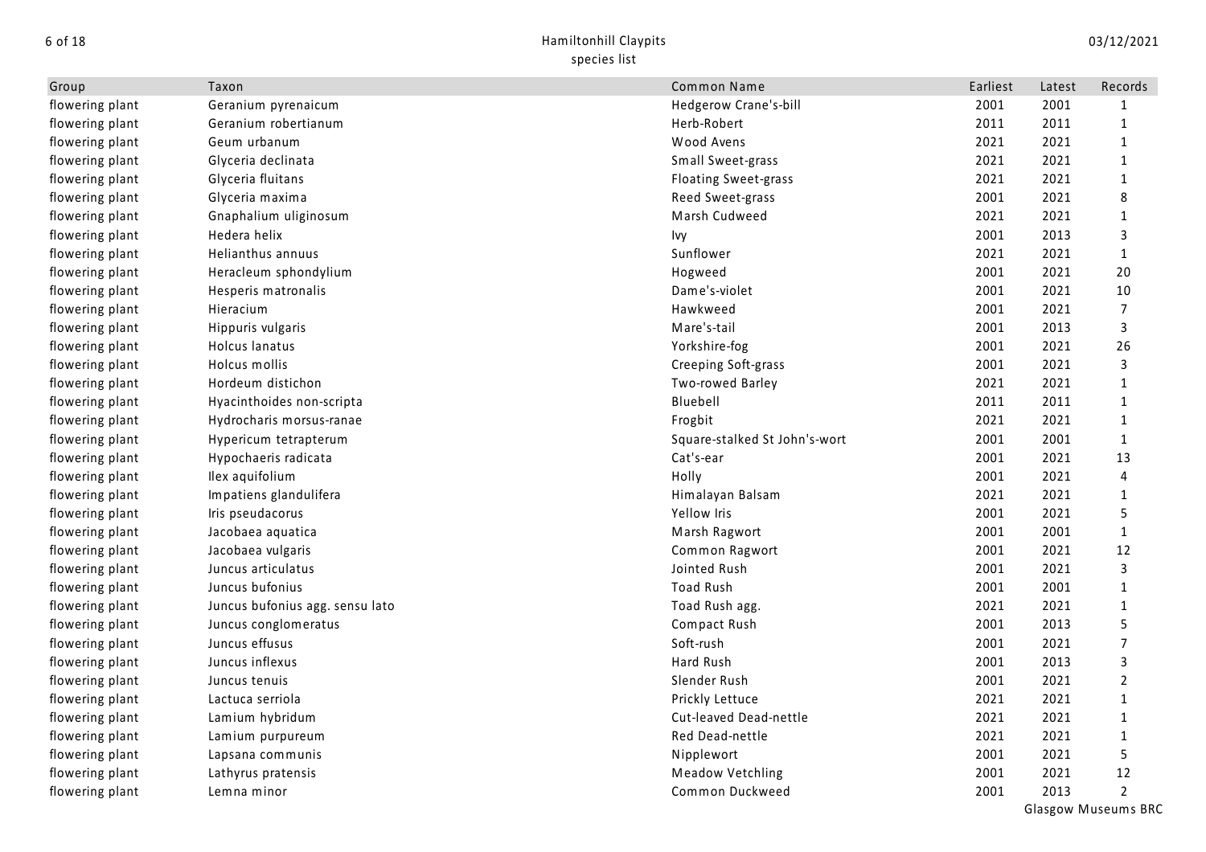| Group | Taxon | Common Name | Earliest | Latest | Records |
| --- | --- | --- | --- | --- | --- |
| flowering plant | Geranium pyrenaicum | Hedgerow Crane's-bill | 2001 | 2001 | 1 |
| flowering plant | Geranium robertianum | Herb-Robert | 2011 | 2011 | 1 |
| flowering plant | Geum urbanum | Wood Avens | 2021 | 2021 | 1 |
| flowering plant | Glyceria declinata | Small Sweet-grass | 2021 | 2021 | 1 |
| flowering plant | Glyceria fluitans | Floating Sweet-grass | 2021 | 2021 | 1 |
| flowering plant | Glyceria maxima | Reed Sweet-grass | 2001 | 2021 | 8 |
| flowering plant | Gnaphalium uliginosum | Marsh Cudweed | 2021 | 2021 | 1 |
| flowering plant | Hedera helix | Ivy | 2001 | 2013 | 3 |
| flowering plant | Helianthus annuus | Sunflower | 2021 | 2021 | 1 |
| flowering plant | Heracleum sphondylium | Hogweed | 2001 | 2021 | 20 |
| flowering plant | Hesperis matronalis | Dame's-violet | 2001 | 2021 | 10 |
| flowering plant | Hieracium | Hawkweed | 2001 | 2021 | 7 |
| flowering plant | Hippuris vulgaris | Mare's-tail | 2001 | 2013 | 3 |
| flowering plant | Holcus lanatus | Yorkshire-fog | 2001 | 2021 | 26 |
| flowering plant | Holcus mollis | Creeping Soft-grass | 2001 | 2021 | 3 |
| flowering plant | Hordeum distichon | Two-rowed Barley | 2021 | 2021 | 1 |
| flowering plant | Hyacinthoides non-scripta | Bluebell | 2011 | 2011 | 1 |
| flowering plant | Hydrocharis morsus-ranae | Frogbit | 2021 | 2021 | 1 |
| flowering plant | Hypericum tetrapterum | Square-stalked St John's-wort | 2001 | 2001 | 1 |
| flowering plant | Hypochaeris radicata | Cat's-ear | 2001 | 2021 | 13 |
| flowering plant | Ilex aquifolium | Holly | 2001 | 2021 | 4 |
| flowering plant | Impatiens glandulifera | Himalayan Balsam | 2021 | 2021 | 1 |
| flowering plant | Iris pseudacorus | Yellow Iris | 2001 | 2021 | 5 |
| flowering plant | Jacobaea aquatica | Marsh Ragwort | 2001 | 2001 | 1 |
| flowering plant | Jacobaea vulgaris | Common Ragwort | 2001 | 2021 | 12 |
| flowering plant | Juncus articulatus | Jointed Rush | 2001 | 2021 | 3 |
| flowering plant | Juncus bufonius | Toad Rush | 2001 | 2001 | 1 |
| flowering plant | Juncus bufonius agg. sensu lato | Toad Rush agg. | 2021 | 2021 | 1 |
| flowering plant | Juncus conglomeratus | Compact Rush | 2001 | 2013 | 5 |
| flowering plant | Juncus effusus | Soft-rush | 2001 | 2021 | 7 |
| flowering plant | Juncus inflexus | Hard Rush | 2001 | 2013 | 3 |
| flowering plant | Juncus tenuis | Slender Rush | 2001 | 2021 | 2 |
| flowering plant | Lactuca serriola | Prickly Lettuce | 2021 | 2021 | 1 |
| flowering plant | Lamium hybridum | Cut-leaved Dead-nettle | 2021 | 2021 | 1 |
| flowering plant | Lamium purpureum | Red Dead-nettle | 2021 | 2021 | 1 |
| flowering plant | Lapsana communis | Nipplewort | 2001 | 2021 | 5 |
| flowering plant | Lathyrus pratensis | Meadow Vetchling | 2001 | 2021 | 12 |
| flowering plant | Lemna minor | Common Duckweed | 2001 | 2013 | 2 |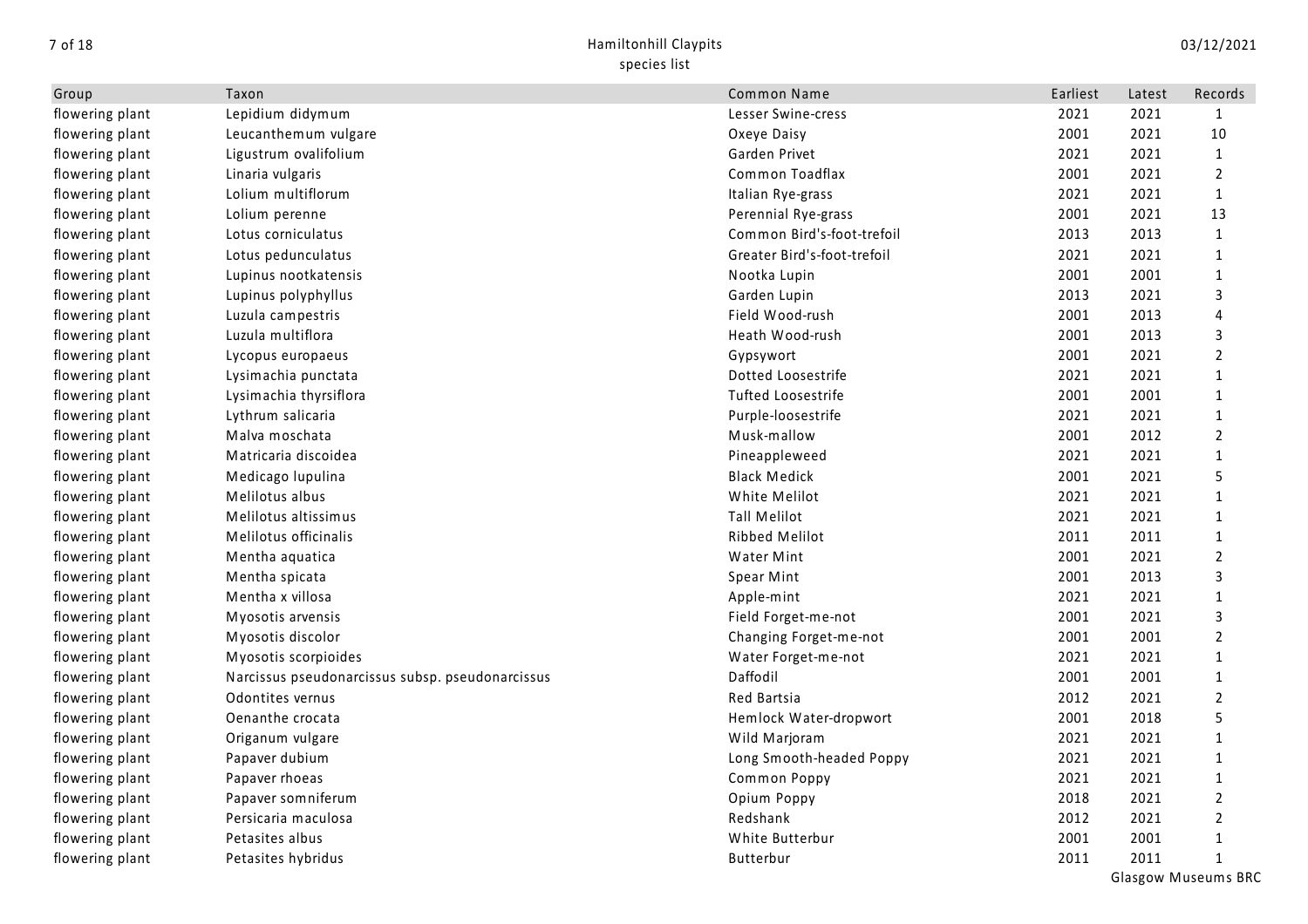| Group | Taxon | Common Name | Earliest | Latest | Records |
| --- | --- | --- | --- | --- | --- |
| flowering plant | Lepidium didymum | Lesser Swine-cress | 2021 | 2021 | 1 |
| flowering plant | Leucanthemum vulgare | Oxeye Daisy | 2001 | 2021 | 10 |
| flowering plant | Ligustrum ovalifolium | Garden Privet | 2021 | 2021 | 1 |
| flowering plant | Linaria vulgaris | Common Toadflax | 2001 | 2021 | 2 |
| flowering plant | Lolium multiflorum | Italian Rye-grass | 2021 | 2021 | 1 |
| flowering plant | Lolium perenne | Perennial Rye-grass | 2001 | 2021 | 13 |
| flowering plant | Lotus corniculatus | Common Bird's-foot-trefoil | 2013 | 2013 | 1 |
| flowering plant | Lotus pedunculatus | Greater Bird's-foot-trefoil | 2021 | 2021 | 1 |
| flowering plant | Lupinus nootkatensis | Nootka Lupin | 2001 | 2001 | 1 |
| flowering plant | Lupinus polyphyllus | Garden Lupin | 2013 | 2021 | 3 |
| flowering plant | Luzula campestris | Field Wood-rush | 2001 | 2013 | 4 |
| flowering plant | Luzula multiflora | Heath Wood-rush | 2001 | 2013 | 3 |
| flowering plant | Lycopus europaeus | Gypsywort | 2001 | 2021 | 2 |
| flowering plant | Lysimachia punctata | Dotted Loosestrife | 2021 | 2021 | 1 |
| flowering plant | Lysimachia thyrsiflora | Tufted Loosestrife | 2001 | 2001 | 1 |
| flowering plant | Lythrum salicaria | Purple-loosestrife | 2021 | 2021 | 1 |
| flowering plant | Malva moschata | Musk-mallow | 2001 | 2012 | 2 |
| flowering plant | Matricaria discoidea | Pineappleweed | 2021 | 2021 | 1 |
| flowering plant | Medicago lupulina | Black Medick | 2001 | 2021 | 5 |
| flowering plant | Melilotus albus | White Melilot | 2021 | 2021 | 1 |
| flowering plant | Melilotus altissimus | Tall Melilot | 2021 | 2021 | 1 |
| flowering plant | Melilotus officinalis | Ribbed Melilot | 2011 | 2011 | 1 |
| flowering plant | Mentha aquatica | Water Mint | 2001 | 2021 | 2 |
| flowering plant | Mentha spicata | Spear Mint | 2001 | 2013 | 3 |
| flowering plant | Mentha x villosa | Apple-mint | 2021 | 2021 | 1 |
| flowering plant | Myosotis arvensis | Field Forget-me-not | 2001 | 2021 | 3 |
| flowering plant | Myosotis discolor | Changing Forget-me-not | 2001 | 2001 | 2 |
| flowering plant | Myosotis scorpioides | Water Forget-me-not | 2021 | 2021 | 1 |
| flowering plant | Narcissus pseudonarcissus subsp. pseudonarcissus | Daffodil | 2001 | 2001 | 1 |
| flowering plant | Odontites vernus | Red Bartsia | 2012 | 2021 | 2 |
| flowering plant | Oenanthe crocata | Hemlock Water-dropwort | 2001 | 2018 | 5 |
| flowering plant | Origanum vulgare | Wild Marjoram | 2021 | 2021 | 1 |
| flowering plant | Papaver dubium | Long Smooth-headed Poppy | 2021 | 2021 | 1 |
| flowering plant | Papaver rhoeas | Common Poppy | 2021 | 2021 | 1 |
| flowering plant | Papaver somniferum | Opium Poppy | 2018 | 2021 | 2 |
| flowering plant | Persicaria maculosa | Redshank | 2012 | 2021 | 2 |
| flowering plant | Petasites albus | White Butterbur | 2001 | 2001 | 1 |
| flowering plant | Petasites hybridus | Butterbur | 2011 | 2011 | 1 |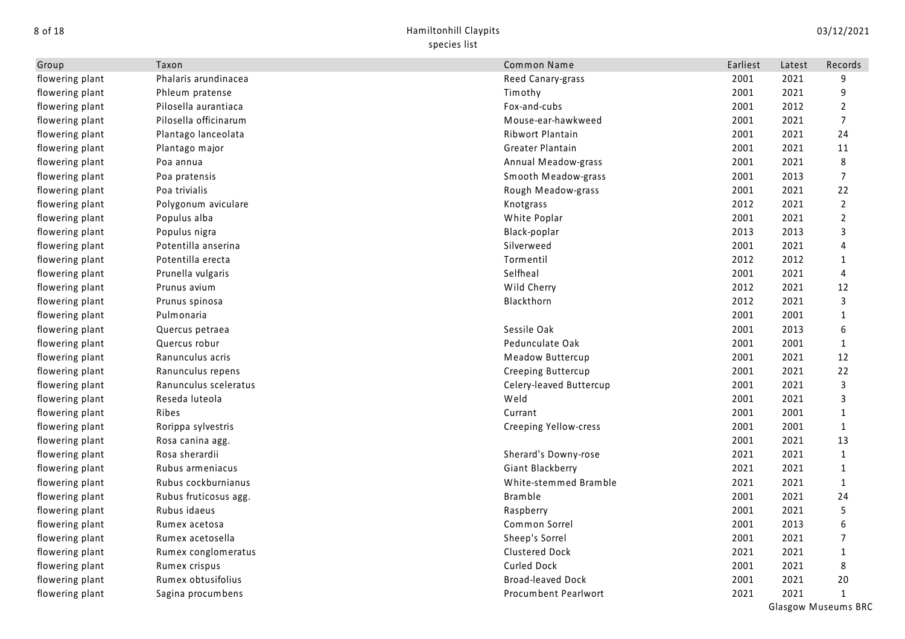| Group | Taxon | Common Name | Earliest | Latest | Records |
|---|---|---|---|---|---|
| flowering plant | Phalaris arundinacea | Reed Canary-grass | 2001 | 2021 | 9 |
| flowering plant | Phleum pratense | Timothy | 2001 | 2021 | 9 |
| flowering plant | Pilosella aurantiaca | Fox-and-cubs | 2001 | 2012 | 2 |
| flowering plant | Pilosella officinarum | Mouse-ear-hawkweed | 2001 | 2021 | 7 |
| flowering plant | Plantago lanceolata | Ribwort Plantain | 2001 | 2021 | 24 |
| flowering plant | Plantago major | Greater Plantain | 2001 | 2021 | 11 |
| flowering plant | Poa annua | Annual Meadow-grass | 2001 | 2021 | 8 |
| flowering plant | Poa pratensis | Smooth Meadow-grass | 2001 | 2013 | 7 |
| flowering plant | Poa trivialis | Rough Meadow-grass | 2001 | 2021 | 22 |
| flowering plant | Polygonum aviculare | Knotgrass | 2012 | 2021 | 2 |
| flowering plant | Populus alba | White Poplar | 2001 | 2021 | 2 |
| flowering plant | Populus nigra | Black-poplar | 2013 | 2013 | 3 |
| flowering plant | Potentilla anserina | Silverweed | 2001 | 2021 | 4 |
| flowering plant | Potentilla erecta | Tormentil | 2012 | 2012 | 1 |
| flowering plant | Prunella vulgaris | Selfheal | 2001 | 2021 | 4 |
| flowering plant | Prunus avium | Wild Cherry | 2012 | 2021 | 12 |
| flowering plant | Prunus spinosa | Blackthorn | 2012 | 2021 | 3 |
| flowering plant | Pulmonaria | | 2001 | 2001 | 1 |
| flowering plant | Quercus petraea | Sessile Oak | 2001 | 2013 | 6 |
| flowering plant | Quercus robur | Pedunculate Oak | 2001 | 2001 | 1 |
| flowering plant | Ranunculus acris | Meadow Buttercup | 2001 | 2021 | 12 |
| flowering plant | Ranunculus repens | Creeping Buttercup | 2001 | 2021 | 22 |
| flowering plant | Ranunculus sceleratus | Celery-leaved Buttercup | 2001 | 2021 | 3 |
| flowering plant | Reseda luteola | Weld | 2001 | 2021 | 3 |
| flowering plant | Ribes | Currant | 2001 | 2001 | 1 |
| flowering plant | Rorippa sylvestris | Creeping Yellow-cress | 2001 | 2001 | 1 |
| flowering plant | Rosa canina agg. | | 2001 | 2021 | 13 |
| flowering plant | Rosa sherardii | Sherard's Downy-rose | 2021 | 2021 | 1 |
| flowering plant | Rubus armeniacus | Giant Blackberry | 2021 | 2021 | 1 |
| flowering plant | Rubus cockburnianus | White-stemmed Bramble | 2021 | 2021 | 1 |
| flowering plant | Rubus fruticosus agg. | Bramble | 2001 | 2021 | 24 |
| flowering plant | Rubus idaeus | Raspberry | 2001 | 2021 | 5 |
| flowering plant | Rumex acetosa | Common Sorrel | 2001 | 2013 | 6 |
| flowering plant | Rumex acetosella | Sheep's Sorrel | 2001 | 2021 | 7 |
| flowering plant | Rumex conglomeratus | Clustered Dock | 2021 | 2021 | 1 |
| flowering plant | Rumex crispus | Curled Dock | 2001 | 2021 | 8 |
| flowering plant | Rumex obtusifolius | Broad-leaved Dock | 2001 | 2021 | 20 |
| flowering plant | Sagina procumbens | Procumbent Pearlwort | 2021 | 2021 | 1 |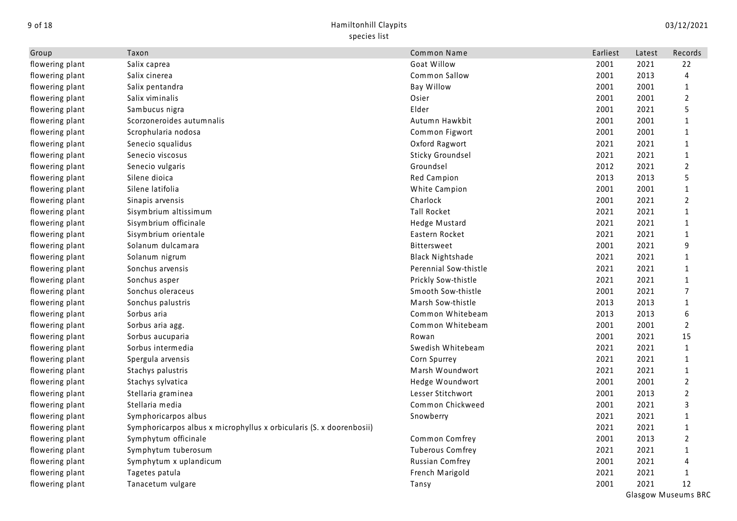| Group | Taxon | Common Name | Earliest | Latest | Records |
|---|---|---|---|---|---|
| flowering plant | Salix caprea | Goat Willow | 2001 | 2021 | 22 |
| flowering plant | Salix cinerea | Common Sallow | 2001 | 2013 | 4 |
| flowering plant | Salix pentandra | Bay Willow | 2001 | 2001 | 1 |
| flowering plant | Salix viminalis | Osier | 2001 | 2001 | 2 |
| flowering plant | Sambucus nigra | Elder | 2001 | 2021 | 5 |
| flowering plant | Scorzoneroides autumnalis | Autumn Hawkbit | 2001 | 2001 | 1 |
| flowering plant | Scrophularia nodosa | Common Figwort | 2001 | 2001 | 1 |
| flowering plant | Senecio squalidus | Oxford Ragwort | 2021 | 2021 | 1 |
| flowering plant | Senecio viscosus | Sticky Groundsel | 2021 | 2021 | 1 |
| flowering plant | Senecio vulgaris | Groundsel | 2012 | 2021 | 2 |
| flowering plant | Silene dioica | Red Campion | 2013 | 2013 | 5 |
| flowering plant | Silene latifolia | White Campion | 2001 | 2001 | 1 |
| flowering plant | Sinapis arvensis | Charlock | 2001 | 2021 | 2 |
| flowering plant | Sisymbrium altissimum | Tall Rocket | 2021 | 2021 | 1 |
| flowering plant | Sisymbrium officinale | Hedge Mustard | 2021 | 2021 | 1 |
| flowering plant | Sisymbrium orientale | Eastern Rocket | 2021 | 2021 | 1 |
| flowering plant | Solanum dulcamara | Bittersweet | 2001 | 2021 | 9 |
| flowering plant | Solanum nigrum | Black Nightshade | 2021 | 2021 | 1 |
| flowering plant | Sonchus arvensis | Perennial Sow-thistle | 2021 | 2021 | 1 |
| flowering plant | Sonchus asper | Prickly Sow-thistle | 2021 | 2021 | 1 |
| flowering plant | Sonchus oleraceus | Smooth Sow-thistle | 2001 | 2021 | 7 |
| flowering plant | Sonchus palustris | Marsh Sow-thistle | 2013 | 2013 | 1 |
| flowering plant | Sorbus aria | Common Whitebeam | 2013 | 2013 | 6 |
| flowering plant | Sorbus aria agg. | Common Whitebeam | 2001 | 2001 | 2 |
| flowering plant | Sorbus aucuparia | Rowan | 2001 | 2021 | 15 |
| flowering plant | Sorbus intermedia | Swedish Whitebeam | 2021 | 2021 | 1 |
| flowering plant | Spergula arvensis | Corn Spurrey | 2021 | 2021 | 1 |
| flowering plant | Stachys palustris | Marsh Woundwort | 2021 | 2021 | 1 |
| flowering plant | Stachys sylvatica | Hedge Woundwort | 2001 | 2001 | 2 |
| flowering plant | Stellaria graminea | Lesser Stitchwort | 2001 | 2013 | 2 |
| flowering plant | Stellaria media | Common Chickweed | 2001 | 2021 | 3 |
| flowering plant | Symphoricarpos albus | Snowberry | 2021 | 2021 | 1 |
| flowering plant | Symphoricarpos albus x microphyllus x orbicularis (S. x doorenbosii) | | 2021 | 2021 | 1 |
| flowering plant | Symphytum officinale | Common Comfrey | 2001 | 2013 | 2 |
| flowering plant | Symphytum tuberosum | Tuberous Comfrey | 2021 | 2021 | 1 |
| flowering plant | Symphytum x uplandicum | Russian Comfrey | 2001 | 2021 | 4 |
| flowering plant | Tagetes patula | French Marigold | 2021 | 2021 | 1 |
| flowering plant | Tanacetum vulgare | Tansy | 2001 | 2021 | 12 |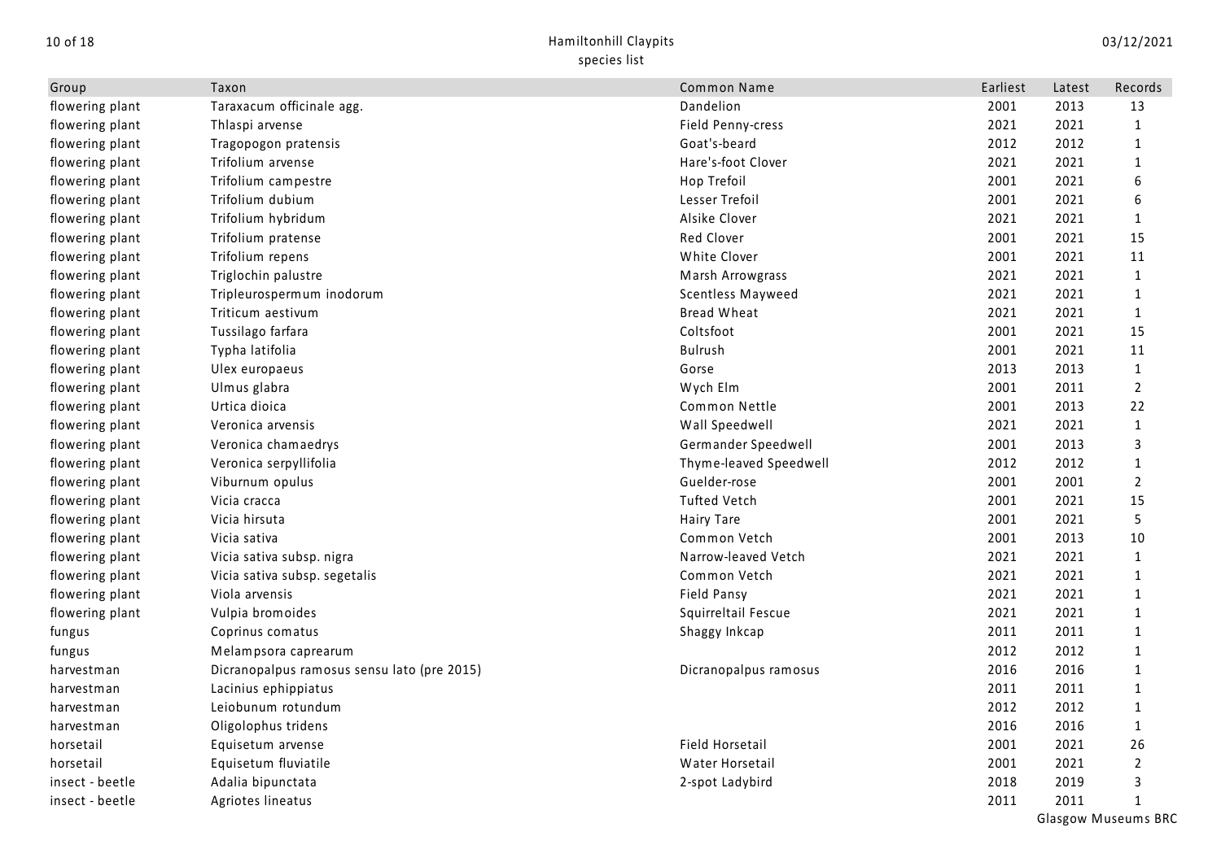| Group | Taxon | Common Name | Earliest | Latest | Records |
|---|---|---|---|---|---|
| flowering plant | Taraxacum officinale agg. | Dandelion | 2001 | 2013 | 13 |
| flowering plant | Thlaspi arvense | Field Penny-cress | 2021 | 2021 | 1 |
| flowering plant | Tragopogon pratensis | Goat's-beard | 2012 | 2012 | 1 |
| flowering plant | Trifolium arvense | Hare's-foot Clover | 2021 | 2021 | 1 |
| flowering plant | Trifolium campestre | Hop Trefoil | 2001 | 2021 | 6 |
| flowering plant | Trifolium dubium | Lesser Trefoil | 2001 | 2021 | 6 |
| flowering plant | Trifolium hybridum | Alsike Clover | 2021 | 2021 | 1 |
| flowering plant | Trifolium pratense | Red Clover | 2001 | 2021 | 15 |
| flowering plant | Trifolium repens | White Clover | 2001 | 2021 | 11 |
| flowering plant | Triglochin palustre | Marsh Arrowgrass | 2021 | 2021 | 1 |
| flowering plant | Tripleurospermum inodorum | Scentless Mayweed | 2021 | 2021 | 1 |
| flowering plant | Triticum aestivum | Bread Wheat | 2021 | 2021 | 1 |
| flowering plant | Tussilago farfara | Coltsfoot | 2001 | 2021 | 15 |
| flowering plant | Typha latifolia | Bulrush | 2001 | 2021 | 11 |
| flowering plant | Ulex europaeus | Gorse | 2013 | 2013 | 1 |
| flowering plant | Ulmus glabra | Wych Elm | 2001 | 2011 | 2 |
| flowering plant | Urtica dioica | Common Nettle | 2001 | 2013 | 22 |
| flowering plant | Veronica arvensis | Wall Speedwell | 2021 | 2021 | 1 |
| flowering plant | Veronica chamaedrys | Germander Speedwell | 2001 | 2013 | 3 |
| flowering plant | Veronica serpyllifolia | Thyme-leaved Speedwell | 2012 | 2012 | 1 |
| flowering plant | Viburnum opulus | Guelder-rose | 2001 | 2001 | 2 |
| flowering plant | Vicia cracca | Tufted Vetch | 2001 | 2021 | 15 |
| flowering plant | Vicia hirsuta | Hairy Tare | 2001 | 2021 | 5 |
| flowering plant | Vicia sativa | Common Vetch | 2001 | 2013 | 10 |
| flowering plant | Vicia sativa subsp. nigra | Narrow-leaved Vetch | 2021 | 2021 | 1 |
| flowering plant | Vicia sativa subsp. segetalis | Common Vetch | 2021 | 2021 | 1 |
| flowering plant | Viola arvensis | Field Pansy | 2021 | 2021 | 1 |
| flowering plant | Vulpia bromoides | Squirreltail Fescue | 2021 | 2021 | 1 |
| fungus | Coprinus comatus | Shaggy Inkcap | 2011 | 2011 | 1 |
| fungus | Melampsora caprearum | | 2012 | 2012 | 1 |
| harvestman | Dicranopalpus ramosus sensu lato (pre 2015) | Dicranopalpus ramosus | 2016 | 2016 | 1 |
| harvestman | Lacinius ephippiatus | | 2011 | 2011 | 1 |
| harvestman | Leiobunum rotundum | | 2012 | 2012 | 1 |
| harvestman | Oligolophus tridens | | 2016 | 2016 | 1 |
| horsetail | Equisetum arvense | Field Horsetail | 2001 | 2021 | 26 |
| horsetail | Equisetum fluviatile | Water Horsetail | 2001 | 2021 | 2 |
| insect - beetle | Adalia bipunctata | 2-spot Ladybird | 2018 | 2019 | 3 |
| insect - beetle | Agriotes lineatus | | 2011 | 2011 | 1 |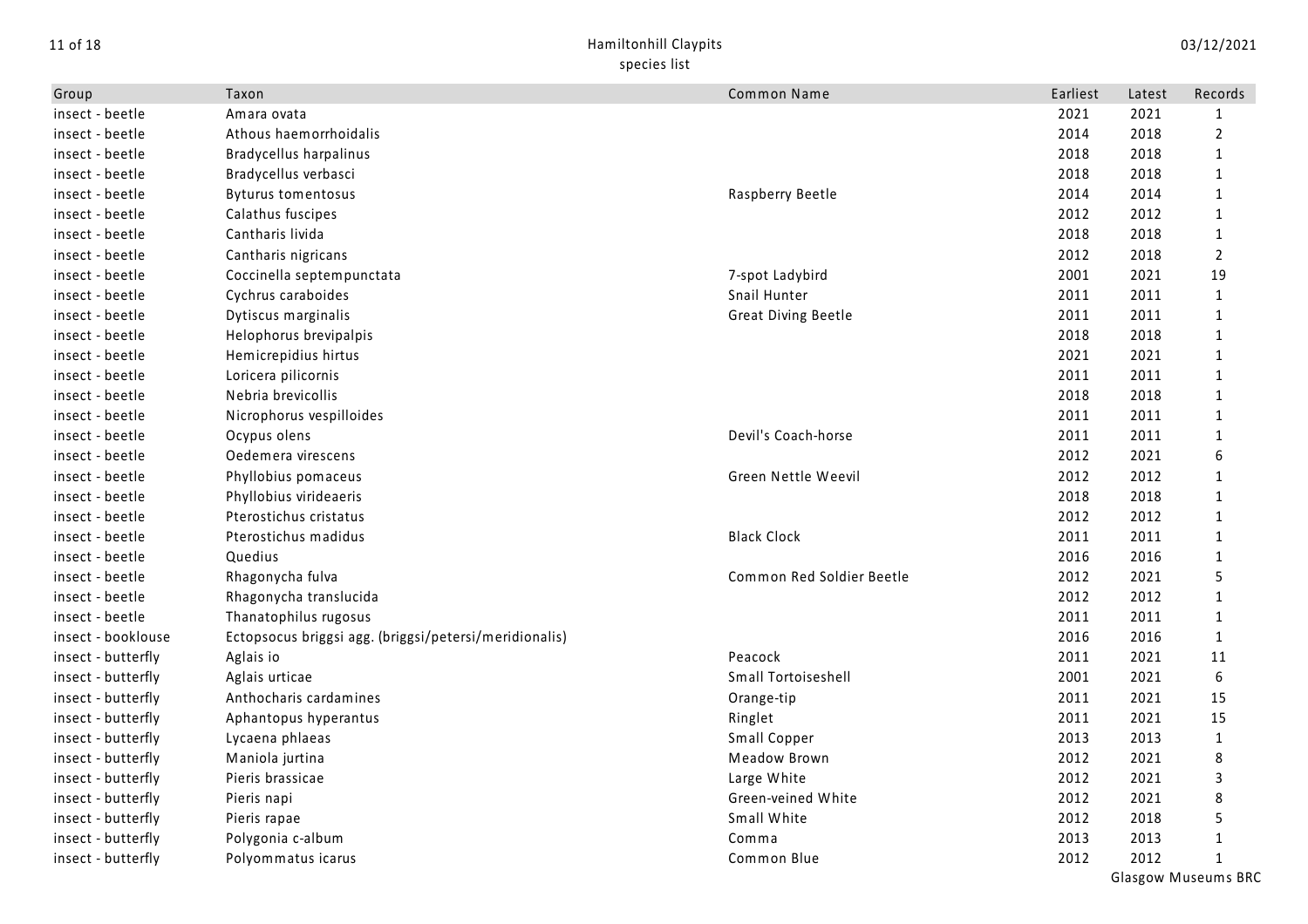| Group | Taxon | Common Name | Earliest | Latest | Records |
|---|---|---|---|---|---|
| insect - beetle | Amara ovata | | 2021 | 2021 | 1 |
| insect - beetle | Athous haemorrhoidalis | | 2014 | 2018 | 2 |
| insect - beetle | Bradycellus harpalinus | | 2018 | 2018 | 1 |
| insect - beetle | Bradycellus verbasci | | 2018 | 2018 | 1 |
| insect - beetle | Byturus tomentosus | Raspberry Beetle | 2014 | 2014 | 1 |
| insect - beetle | Calathus fuscipes | | 2012 | 2012 | 1 |
| insect - beetle | Cantharis livida | | 2018 | 2018 | 1 |
| insect - beetle | Cantharis nigricans | | 2012 | 2018 | 2 |
| insect - beetle | Coccinella septempunctata | 7-spot Ladybird | 2001 | 2021 | 19 |
| insect - beetle | Cychrus caraboides | Snail Hunter | 2011 | 2011 | 1 |
| insect - beetle | Dytiscus marginalis | Great Diving Beetle | 2011 | 2011 | 1 |
| insect - beetle | Helophorus brevipalpis | | 2018 | 2018 | 1 |
| insect - beetle | Hemicrepidius hirtus | | 2021 | 2021 | 1 |
| insect - beetle | Loricera pilicornis | | 2011 | 2011 | 1 |
| insect - beetle | Nebria brevicollis | | 2018 | 2018 | 1 |
| insect - beetle | Nicrophorus vespilloides | | 2011 | 2011 | 1 |
| insect - beetle | Ocypus olens | Devil's Coach-horse | 2011 | 2011 | 1 |
| insect - beetle | Oedemera virescens | | 2012 | 2021 | 6 |
| insect - beetle | Phyllobius pomaceus | Green Nettle Weevil | 2012 | 2012 | 1 |
| insect - beetle | Phyllobius virideaeris | | 2018 | 2018 | 1 |
| insect - beetle | Pterostichus cristatus | | 2012 | 2012 | 1 |
| insect - beetle | Pterostichus madidus | Black Clock | 2011 | 2011 | 1 |
| insect - beetle | Quedius | | 2016 | 2016 | 1 |
| insect - beetle | Rhagonycha fulva | Common Red Soldier Beetle | 2012 | 2021 | 5 |
| insect - beetle | Rhagonycha translucida | | 2012 | 2012 | 1 |
| insect - beetle | Thanatophilus rugosus | | 2011 | 2011 | 1 |
| insect - booklouse | Ectopsocus briggsi agg. (briggsi/petersi/meridionalis) | | 2016 | 2016 | 1 |
| insect - butterfly | Aglais io | Peacock | 2011 | 2021 | 11 |
| insect - butterfly | Aglais urticae | Small Tortoiseshell | 2001 | 2021 | 6 |
| insect - butterfly | Anthocharis cardamines | Orange-tip | 2011 | 2021 | 15 |
| insect - butterfly | Aphantopus hyperantus | Ringlet | 2011 | 2021 | 15 |
| insect - butterfly | Lycaena phlaeas | Small Copper | 2013 | 2013 | 1 |
| insect - butterfly | Maniola jurtina | Meadow Brown | 2012 | 2021 | 8 |
| insect - butterfly | Pieris brassicae | Large White | 2012 | 2021 | 3 |
| insect - butterfly | Pieris napi | Green-veined White | 2012 | 2021 | 8 |
| insect - butterfly | Pieris rapae | Small White | 2012 | 2018 | 5 |
| insect - butterfly | Polygonia c-album | Comma | 2013 | 2013 | 1 |
| insect - butterfly | Polyommatus icarus | Common Blue | 2012 | 2012 | 1 |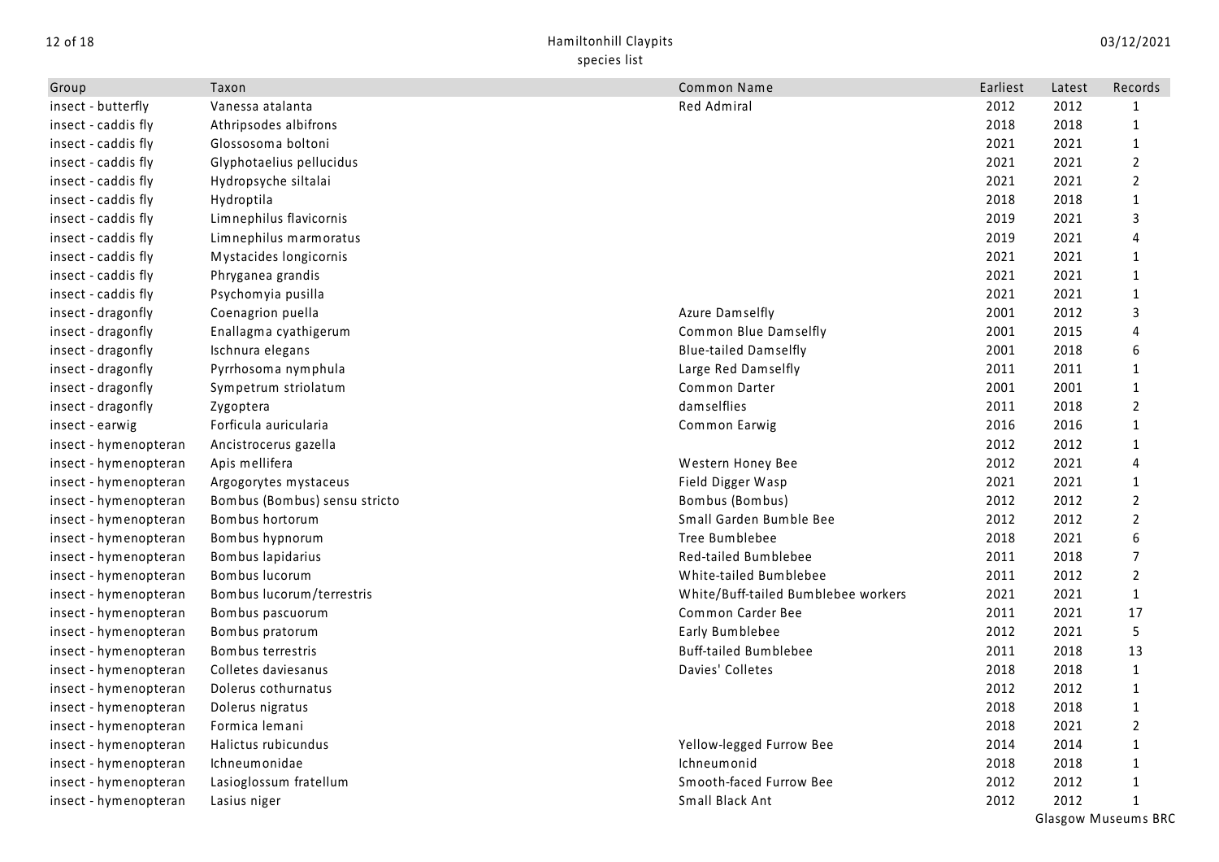| Group | Taxon | Common Name | Earliest | Latest | Records |
|---|---|---|---|---|---|
| insect - butterfly | Vanessa atalanta | Red Admiral | 2012 | 2012 | 1 |
| insect - caddis fly | Athripsodes albifrons | | 2018 | 2018 | 1 |
| insect - caddis fly | Glossosoma boltoni | | 2021 | 2021 | 1 |
| insect - caddis fly | Glyphotaelius pellucidus | | 2021 | 2021 | 2 |
| insect - caddis fly | Hydropsyche siltalai | | 2021 | 2021 | 2 |
| insect - caddis fly | Hydroptila | | 2018 | 2018 | 1 |
| insect - caddis fly | Limnephilus flavicornis | | 2019 | 2021 | 3 |
| insect - caddis fly | Limnephilus marmoratus | | 2019 | 2021 | 4 |
| insect - caddis fly | Mystacides longicornis | | 2021 | 2021 | 1 |
| insect - caddis fly | Phryganea grandis | | 2021 | 2021 | 1 |
| insect - caddis fly | Psychomyia pusilla | | 2021 | 2021 | 1 |
| insect - dragonfly | Coenagrion puella | Azure Damselfly | 2001 | 2012 | 3 |
| insect - dragonfly | Enallagma cyathigerum | Common Blue Damselfly | 2001 | 2015 | 4 |
| insect - dragonfly | Ischnura elegans | Blue-tailed Damselfly | 2001 | 2018 | 6 |
| insect - dragonfly | Pyrrhosoma nymphula | Large Red Damselfly | 2011 | 2011 | 1 |
| insect - dragonfly | Sympetrum striolatum | Common Darter | 2001 | 2001 | 1 |
| insect - dragonfly | Zygoptera | damselflies | 2011 | 2018 | 2 |
| insect - earwig | Forficula auricularia | Common Earwig | 2016 | 2016 | 1 |
| insect - hymenopteran | Ancistrocerus gazella | | 2012 | 2012 | 1 |
| insect - hymenopteran | Apis mellifera | Western Honey Bee | 2012 | 2021 | 4 |
| insect - hymenopteran | Argogorytes mystaceus | Field Digger Wasp | 2021 | 2021 | 1 |
| insect - hymenopteran | Bombus (Bombus) sensu stricto | Bombus (Bombus) | 2012 | 2012 | 2 |
| insect - hymenopteran | Bombus hortorum | Small Garden Bumble Bee | 2012 | 2012 | 2 |
| insect - hymenopteran | Bombus hypnorum | Tree Bumblebee | 2018 | 2021 | 6 |
| insect - hymenopteran | Bombus lapidarius | Red-tailed Bumblebee | 2011 | 2018 | 7 |
| insect - hymenopteran | Bombus lucorum | White-tailed Bumblebee | 2011 | 2012 | 2 |
| insect - hymenopteran | Bombus lucorum/terrestris | White/Buff-tailed Bumblebee workers | 2021 | 2021 | 1 |
| insect - hymenopteran | Bombus pascuorum | Common Carder Bee | 2011 | 2021 | 17 |
| insect - hymenopteran | Bombus pratorum | Early Bumblebee | 2012 | 2021 | 5 |
| insect - hymenopteran | Bombus terrestris | Buff-tailed Bumblebee | 2011 | 2018 | 13 |
| insect - hymenopteran | Colletes daviesanus | Davies' Colletes | 2018 | 2018 | 1 |
| insect - hymenopteran | Dolerus cothurnatus | | 2012 | 2012 | 1 |
| insect - hymenopteran | Dolerus nigratus | | 2018 | 2018 | 1 |
| insect - hymenopteran | Formica lemani | | 2018 | 2021 | 2 |
| insect - hymenopteran | Halictus rubicundus | Yellow-legged Furrow Bee | 2014 | 2014 | 1 |
| insect - hymenopteran | Ichneumonidae | Ichneumonid | 2018 | 2018 | 1 |
| insect - hymenopteran | Lasioglossum fratellum | Smooth-faced Furrow Bee | 2012 | 2012 | 1 |
| insect - hymenopteran | Lasius niger | Small Black Ant | 2012 | 2012 | 1 |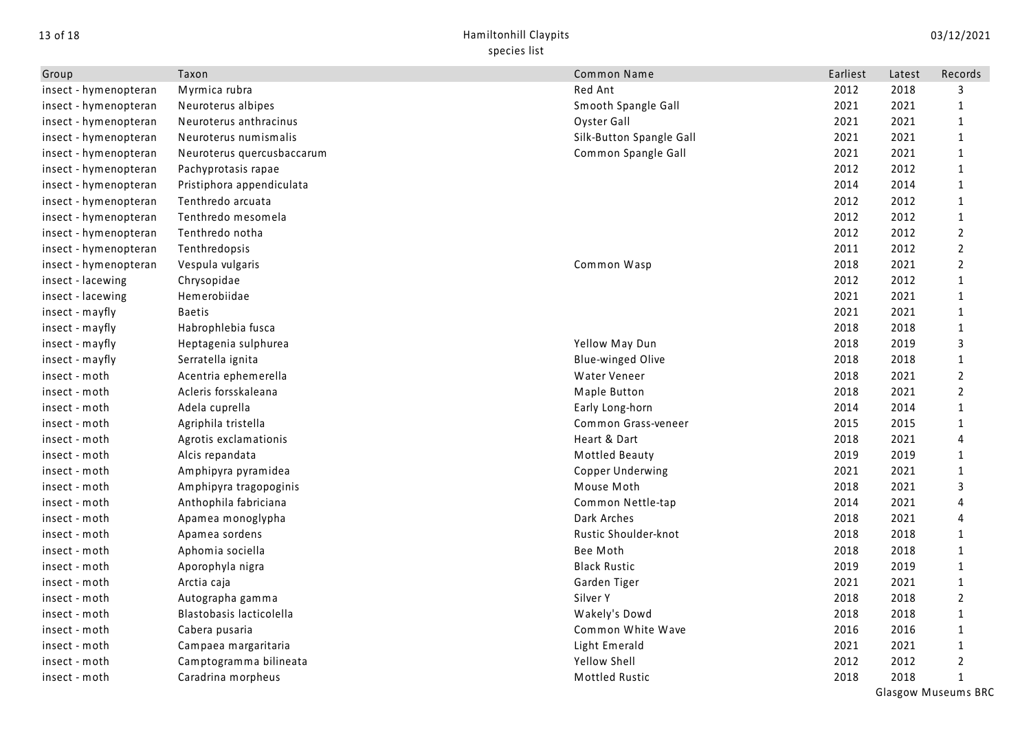| Group | Taxon | Common Name | Earliest | Latest | Records |
|---|---|---|---|---|---|
| insect - hymenopteran | Myrmica rubra | Red Ant | 2012 | 2018 | 3 |
| insect - hymenopteran | Neuroterus albipes | Smooth Spangle Gall | 2021 | 2021 | 1 |
| insect - hymenopteran | Neuroterus anthracinus | Oyster Gall | 2021 | 2021 | 1 |
| insect - hymenopteran | Neuroterus numismalis | Silk-Button Spangle Gall | 2021 | 2021 | 1 |
| insect - hymenopteran | Neuroterus quercusbaccarum | Common Spangle Gall | 2021 | 2021 | 1 |
| insect - hymenopteran | Pachyprotasis rapae | | 2012 | 2012 | 1 |
| insect - hymenopteran | Pristiphora appendiculata | | 2014 | 2014 | 1 |
| insect - hymenopteran | Tenthredo arcuata | | 2012 | 2012 | 1 |
| insect - hymenopteran | Tenthredo mesomela | | 2012 | 2012 | 1 |
| insect - hymenopteran | Tenthredo notha | | 2012 | 2012 | 2 |
| insect - hymenopteran | Tenthredopsis | | 2011 | 2012 | 2 |
| insect - hymenopteran | Vespula vulgaris | Common Wasp | 2018 | 2021 | 2 |
| insect - lacewing | Chrysopidae | | 2012 | 2012 | 1 |
| insect - lacewing | Hemerobiidae | | 2021 | 2021 | 1 |
| insect - mayfly | Baetis | | 2021 | 2021 | 1 |
| insect - mayfly | Habrophlebia fusca | | 2018 | 2018 | 1 |
| insect - mayfly | Heptagenia sulphurea | Yellow May Dun | 2018 | 2019 | 3 |
| insect - mayfly | Serratella ignita | Blue-winged Olive | 2018 | 2018 | 1 |
| insect - moth | Acentria ephemerella | Water Veneer | 2018 | 2021 | 2 |
| insect - moth | Acleris forsskaleana | Maple Button | 2018 | 2021 | 2 |
| insect - moth | Adela cuprella | Early Long-horn | 2014 | 2014 | 1 |
| insect - moth | Agriphila tristella | Common Grass-veneer | 2015 | 2015 | 1 |
| insect - moth | Agrotis exclamationis | Heart & Dart | 2018 | 2021 | 4 |
| insect - moth | Alcis repandata | Mottled Beauty | 2019 | 2019 | 1 |
| insect - moth | Amphipyra pyramidea | Copper Underwing | 2021 | 2021 | 1 |
| insect - moth | Amphipyra tragopoginis | Mouse Moth | 2018 | 2021 | 3 |
| insect - moth | Anthophila fabriciana | Common Nettle-tap | 2014 | 2021 | 4 |
| insect - moth | Apamea monoglypha | Dark Arches | 2018 | 2021 | 4 |
| insect - moth | Apamea sordens | Rustic Shoulder-knot | 2018 | 2018 | 1 |
| insect - moth | Aphomia sociella | Bee Moth | 2018 | 2018 | 1 |
| insect - moth | Aporophyla nigra | Black Rustic | 2019 | 2019 | 1 |
| insect - moth | Arctia caja | Garden Tiger | 2021 | 2021 | 1 |
| insect - moth | Autographa gamma | Silver Y | 2018 | 2018 | 2 |
| insect - moth | Blastobasis lacticolella | Wakely's Dowd | 2018 | 2018 | 1 |
| insect - moth | Cabera pusaria | Common White Wave | 2016 | 2016 | 1 |
| insect - moth | Campaea margaritaria | Light Emerald | 2021 | 2021 | 1 |
| insect - moth | Camptogramma bilineata | Yellow Shell | 2012 | 2012 | 2 |
| insect - moth | Caradrina morpheus | Mottled Rustic | 2018 | 2018 | 1 |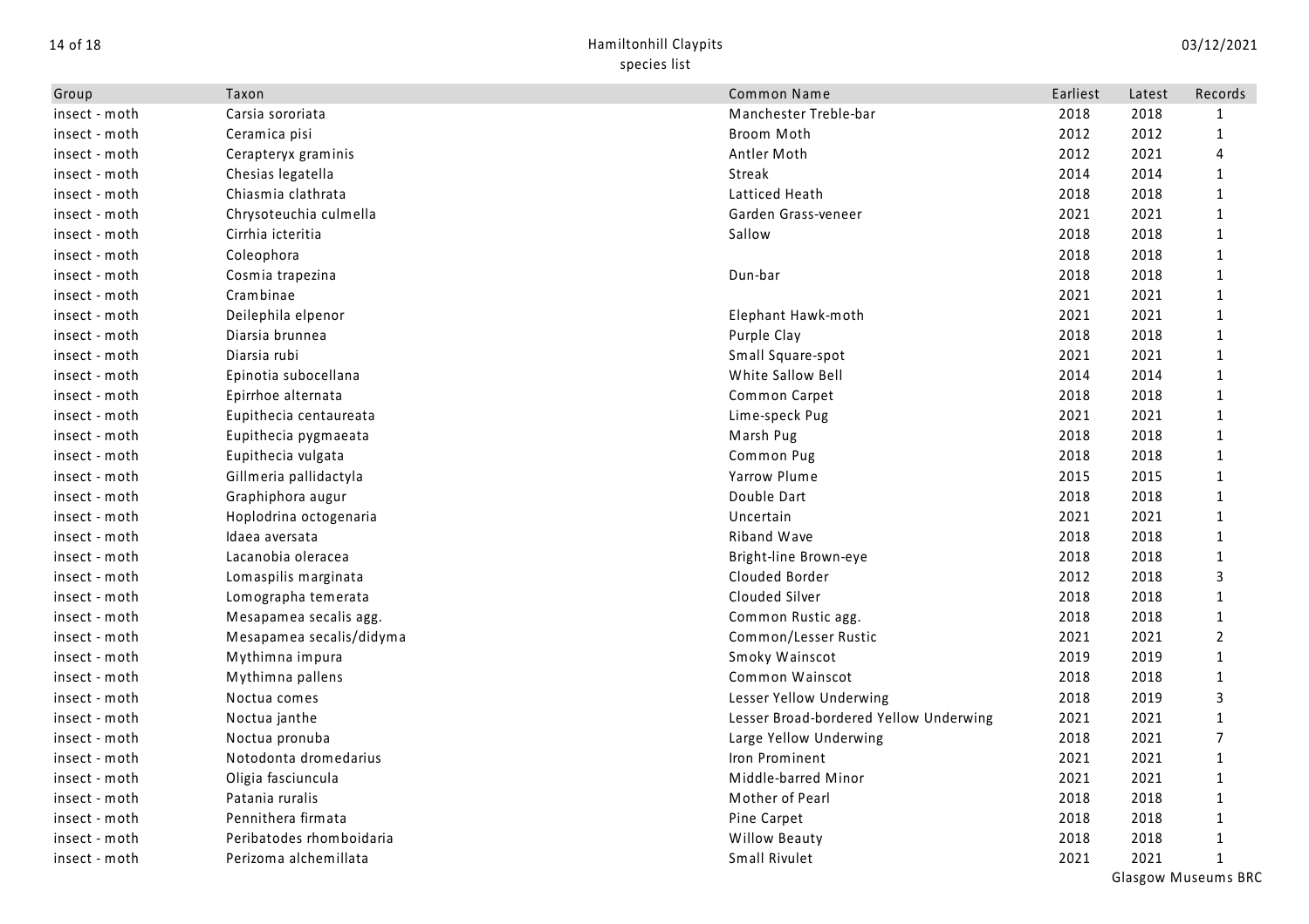| Group | Taxon | Common Name | Earliest | Latest | Records |
|---|---|---|---|---|---|
| insect - moth | Carsia sororiata | Manchester Treble-bar | 2018 | 2018 | 1 |
| insect - moth | Ceramica pisi | Broom Moth | 2012 | 2012 | 1 |
| insect - moth | Cerapteryx graminis | Antler Moth | 2012 | 2021 | 4 |
| insect - moth | Chesias legatella | Streak | 2014 | 2014 | 1 |
| insect - moth | Chiasmia clathrata | Latticed Heath | 2018 | 2018 | 1 |
| insect - moth | Chrysoteuchia culmella | Garden Grass-veneer | 2021 | 2021 | 1 |
| insect - moth | Cirrhia icteritia | Sallow | 2018 | 2018 | 1 |
| insect - moth | Coleophora | | 2018 | 2018 | 1 |
| insect - moth | Cosmia trapezina | Dun-bar | 2018 | 2018 | 1 |
| insect - moth | Crambinae | | 2021 | 2021 | 1 |
| insect - moth | Deilephila elpenor | Elephant Hawk-moth | 2021 | 2021 | 1 |
| insect - moth | Diarsia brunnea | Purple Clay | 2018 | 2018 | 1 |
| insect - moth | Diarsia rubi | Small Square-spot | 2021 | 2021 | 1 |
| insect - moth | Epinotia subocellana | White Sallow Bell | 2014 | 2014 | 1 |
| insect - moth | Epirrhoe alternata | Common Carpet | 2018 | 2018 | 1 |
| insect - moth | Eupithecia centaureata | Lime-speck Pug | 2021 | 2021 | 1 |
| insect - moth | Eupithecia pygmaeata | Marsh Pug | 2018 | 2018 | 1 |
| insect - moth | Eupithecia vulgata | Common Pug | 2018 | 2018 | 1 |
| insect - moth | Gillmeria pallidactyla | Yarrow Plume | 2015 | 2015 | 1 |
| insect - moth | Graphiphora augur | Double Dart | 2018 | 2018 | 1 |
| insect - moth | Hoplodrina octogenaria | Uncertain | 2021 | 2021 | 1 |
| insect - moth | Idaea aversata | Riband Wave | 2018 | 2018 | 1 |
| insect - moth | Lacanobia oleracea | Bright-line Brown-eye | 2018 | 2018 | 1 |
| insect - moth | Lomaspilis marginata | Clouded Border | 2012 | 2018 | 3 |
| insect - moth | Lomographa temerata | Clouded Silver | 2018 | 2018 | 1 |
| insect - moth | Mesapamea secalis agg. | Common Rustic agg. | 2018 | 2018 | 1 |
| insect - moth | Mesapamea secalis/didyma | Common/Lesser Rustic | 2021 | 2021 | 2 |
| insect - moth | Mythimna impura | Smoky Wainscot | 2019 | 2019 | 1 |
| insect - moth | Mythimna pallens | Common Wainscot | 2018 | 2018 | 1 |
| insect - moth | Noctua comes | Lesser Yellow Underwing | 2018 | 2019 | 3 |
| insect - moth | Noctua janthe | Lesser Broad-bordered Yellow Underwing | 2021 | 2021 | 1 |
| insect - moth | Noctua pronuba | Large Yellow Underwing | 2018 | 2021 | 7 |
| insect - moth | Notodonta dromedarius | Iron Prominent | 2021 | 2021 | 1 |
| insect - moth | Oligia fasciuncula | Middle-barred Minor | 2021 | 2021 | 1 |
| insect - moth | Patania ruralis | Mother of Pearl | 2018 | 2018 | 1 |
| insect - moth | Pennithera firmata | Pine Carpet | 2018 | 2018 | 1 |
| insect - moth | Peribatodes rhomboidaria | Willow Beauty | 2018 | 2018 | 1 |
| insect - moth | Perizoma alchemillata | Small Rivulet | 2021 | 2021 | 1 |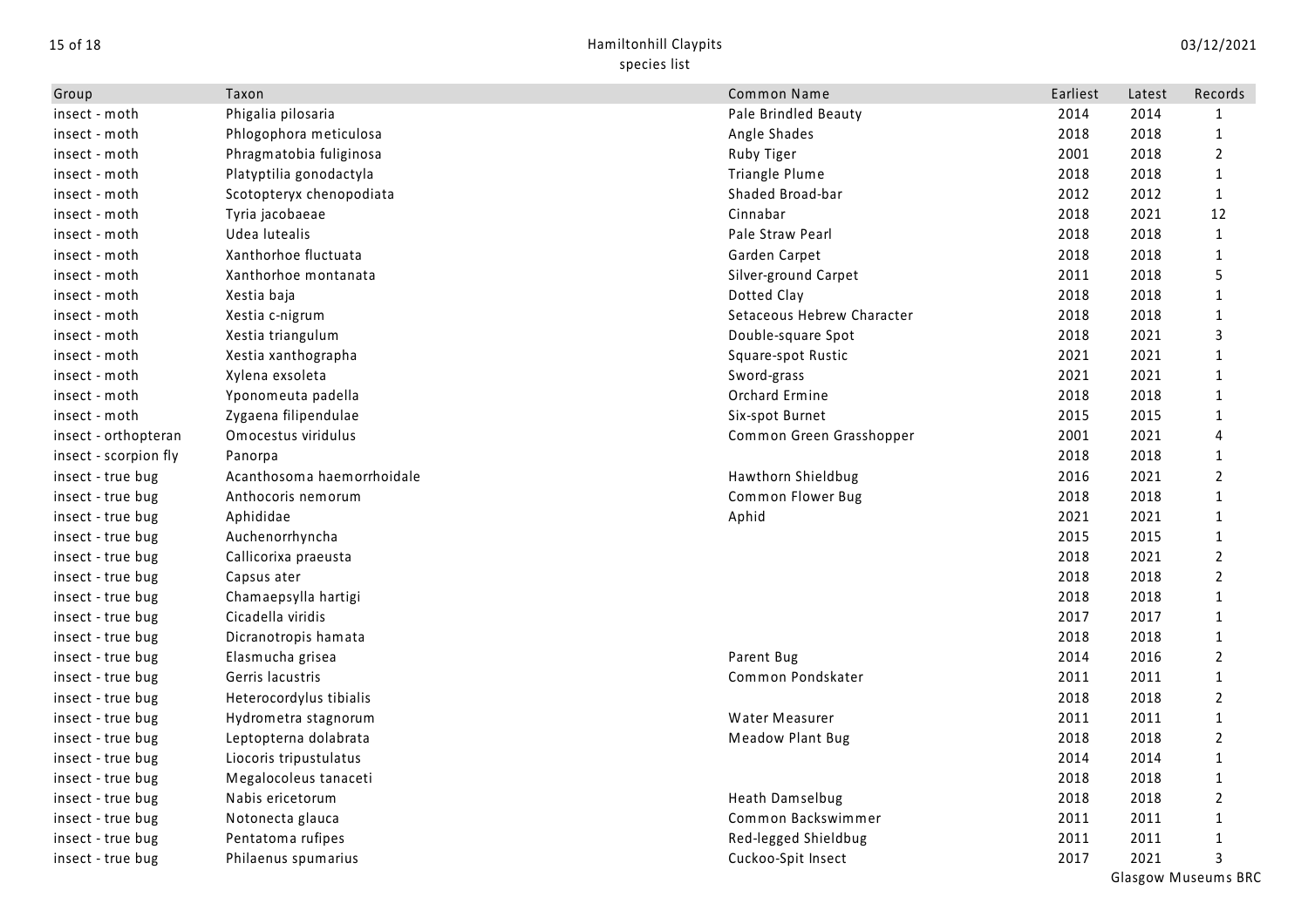| Group | Taxon | Common Name | Earliest | Latest | Records |
|---|---|---|---|---|---|
| insect - moth | Phigalia pilosaria | Pale Brindled Beauty | 2014 | 2014 | 1 |
| insect - moth | Phlogophora meticulosa | Angle Shades | 2018 | 2018 | 1 |
| insect - moth | Phragmatobia fuliginosa | Ruby Tiger | 2001 | 2018 | 2 |
| insect - moth | Platyptilia gonodactyla | Triangle Plume | 2018 | 2018 | 1 |
| insect - moth | Scotopteryx chenopodiata | Shaded Broad-bar | 2012 | 2012 | 1 |
| insect - moth | Tyria jacobaeae | Cinnabar | 2018 | 2021 | 12 |
| insect - moth | Udea lutealis | Pale Straw Pearl | 2018 | 2018 | 1 |
| insect - moth | Xanthorhoe fluctuata | Garden Carpet | 2018 | 2018 | 1 |
| insect - moth | Xanthorhoe montanata | Silver-ground Carpet | 2011 | 2018 | 5 |
| insect - moth | Xestia baja | Dotted Clay | 2018 | 2018 | 1 |
| insect - moth | Xestia c-nigrum | Setaceous Hebrew Character | 2018 | 2018 | 1 |
| insect - moth | Xestia triangulum | Double-square Spot | 2018 | 2021 | 3 |
| insect - moth | Xestia xanthographa | Square-spot Rustic | 2021 | 2021 | 1 |
| insect - moth | Xylena exsoleta | Sword-grass | 2021 | 2021 | 1 |
| insect - moth | Yponomeuta padella | Orchard Ermine | 2018 | 2018 | 1 |
| insect - moth | Zygaena filipendulae | Six-spot Burnet | 2015 | 2015 | 1 |
| insect - orthopteran | Omocestus viridulus | Common Green Grasshopper | 2001 | 2021 | 4 |
| insect - scorpion fly | Panorpa | | 2018 | 2018 | 1 |
| insect - true bug | Acanthosoma haemorrhoidale | Hawthorn Shieldbug | 2016 | 2021 | 2 |
| insect - true bug | Anthocoris nemorum | Common Flower Bug | 2018 | 2018 | 1 |
| insect - true bug | Aphididae | Aphid | 2021 | 2021 | 1 |
| insect - true bug | Auchenorrhyncha | | 2015 | 2015 | 1 |
| insect - true bug | Callicorixa praeusta | | 2018 | 2021 | 2 |
| insect - true bug | Capsus ater | | 2018 | 2018 | 2 |
| insect - true bug | Chamaepsylla hartigi | | 2018 | 2018 | 1 |
| insect - true bug | Cicadella viridis | | 2017 | 2017 | 1 |
| insect - true bug | Dicranotropis hamata | | 2018 | 2018 | 1 |
| insect - true bug | Elasmucha grisea | Parent Bug | 2014 | 2016 | 2 |
| insect - true bug | Gerris lacustris | Common Pondskater | 2011 | 2011 | 1 |
| insect - true bug | Heterocordylus tibialis | | 2018 | 2018 | 2 |
| insect - true bug | Hydrometra stagnorum | Water Measurer | 2011 | 2011 | 1 |
| insect - true bug | Leptopterna dolabrata | Meadow Plant Bug | 2018 | 2018 | 2 |
| insect - true bug | Liocoris tripustulatus | | 2014 | 2014 | 1 |
| insect - true bug | Megalocoleus tanaceti | | 2018 | 2018 | 1 |
| insect - true bug | Nabis ericetorum | Heath Damselbug | 2018 | 2018 | 2 |
| insect - true bug | Notonecta glauca | Common Backswimmer | 2011 | 2011 | 1 |
| insect - true bug | Pentatoma rufipes | Red-legged Shieldbug | 2011 | 2011 | 1 |
| insect - true bug | Philaenus spumarius | Cuckoo-Spit Insect | 2017 | 2021 | 3 |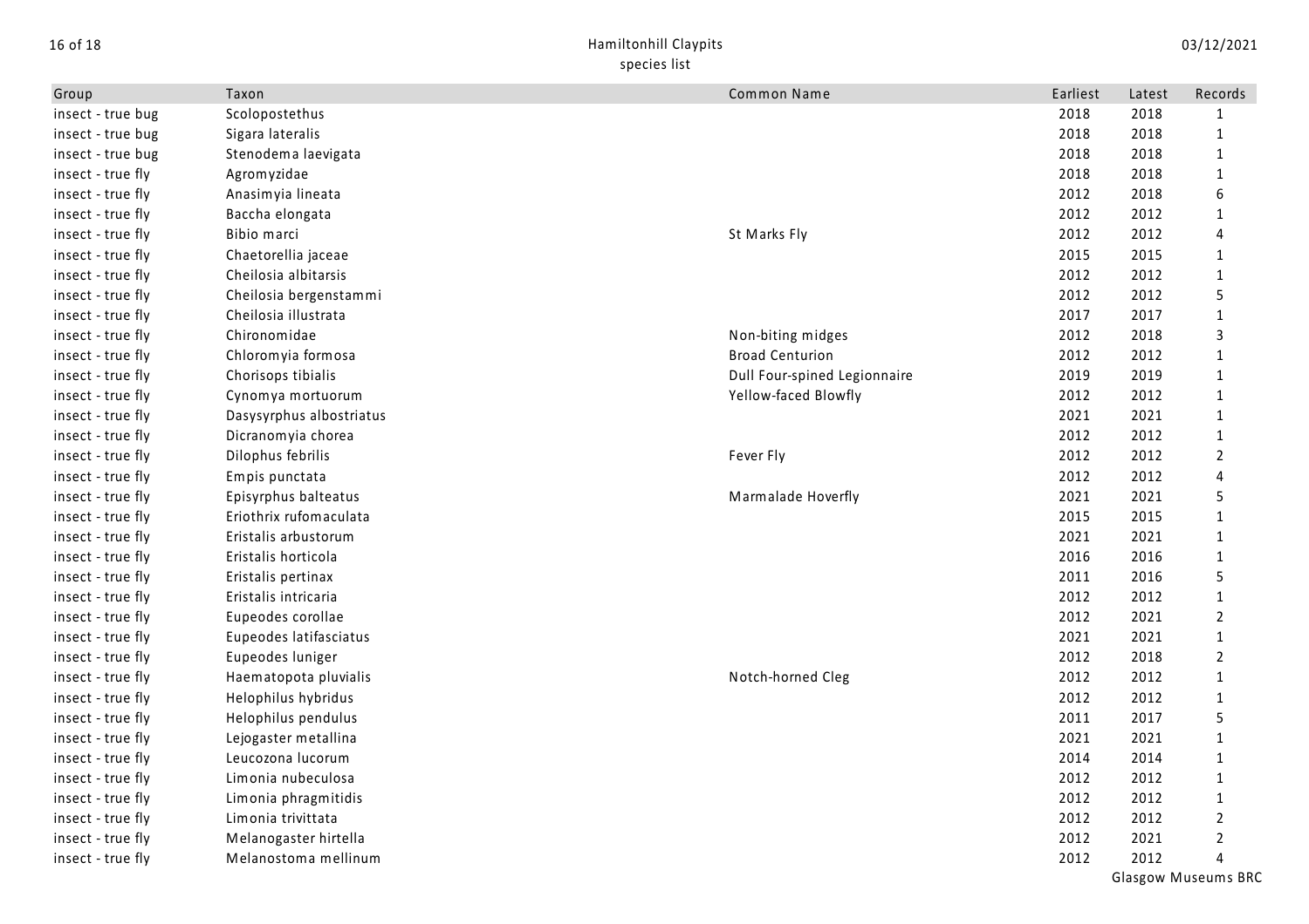| Group | Taxon | Common Name | Earliest | Latest | Records |
|---|---|---|---|---|---|
| insect - true bug | Scolopostethus | | 2018 | 2018 | 1 |
| insect - true bug | Sigara lateralis | | 2018 | 2018 | 1 |
| insect - true bug | Stenodema laevigata | | 2018 | 2018 | 1 |
| insect - true fly | Agromyzidae | | 2018 | 2018 | 1 |
| insect - true fly | Anasimyia lineata | | 2012 | 2018 | 6 |
| insect - true fly | Baccha elongata | | 2012 | 2012 | 1 |
| insect - true fly | Bibio marci | St Marks Fly | 2012 | 2012 | 4 |
| insect - true fly | Chaetorellia jaceae | | 2015 | 2015 | 1 |
| insect - true fly | Cheilosia albitarsis | | 2012 | 2012 | 1 |
| insect - true fly | Cheilosia bergenstammi | | 2012 | 2012 | 5 |
| insect - true fly | Cheilosia illustrata | | 2017 | 2017 | 1 |
| insect - true fly | Chironomidae | Non-biting midges | 2012 | 2018 | 3 |
| insect - true fly | Chloromyia formosa | Broad Centurion | 2012 | 2012 | 1 |
| insect - true fly | Chorisops tibialis | Dull Four-spined Legionnaire | 2019 | 2019 | 1 |
| insect - true fly | Cynomya mortuorum | Yellow-faced Blowfly | 2012 | 2012 | 1 |
| insect - true fly | Dasysyrphus albostriatus | | 2021 | 2021 | 1 |
| insect - true fly | Dicranomyia chorea | | 2012 | 2012 | 1 |
| insect - true fly | Dilophus febrilis | Fever Fly | 2012 | 2012 | 2 |
| insect - true fly | Empis punctata | | 2012 | 2012 | 4 |
| insect - true fly | Episyrphus balteatus | Marmalade Hoverfly | 2021 | 2021 | 5 |
| insect - true fly | Eriothrix rufomaculata | | 2015 | 2015 | 1 |
| insect - true fly | Eristalis arbustorum | | 2021 | 2021 | 1 |
| insect - true fly | Eristalis horticola | | 2016 | 2016 | 1 |
| insect - true fly | Eristalis pertinax | | 2011 | 2016 | 5 |
| insect - true fly | Eristalis intricaria | | 2012 | 2012 | 1 |
| insect - true fly | Eupeodes corollae | | 2012 | 2021 | 2 |
| insect - true fly | Eupeodes latifasciatus | | 2021 | 2021 | 1 |
| insect - true fly | Eupeodes luniger | | 2012 | 2018 | 2 |
| insect - true fly | Haematopota pluvialis | Notch-horned Cleg | 2012 | 2012 | 1 |
| insect - true fly | Helophilus hybridus | | 2012 | 2012 | 1 |
| insect - true fly | Helophilus pendulus | | 2011 | 2017 | 5 |
| insect - true fly | Lejogaster metallina | | 2021 | 2021 | 1 |
| insect - true fly | Leucozona lucorum | | 2014 | 2014 | 1 |
| insect - true fly | Limonia nubeculosa | | 2012 | 2012 | 1 |
| insect - true fly | Limonia phragmitidis | | 2012 | 2012 | 1 |
| insect - true fly | Limonia trivittata | | 2012 | 2012 | 2 |
| insect - true fly | Melanogaster hirtella | | 2012 | 2021 | 2 |
| insect - true fly | Melanostoma mellinum | | 2012 | 2012 | 4 |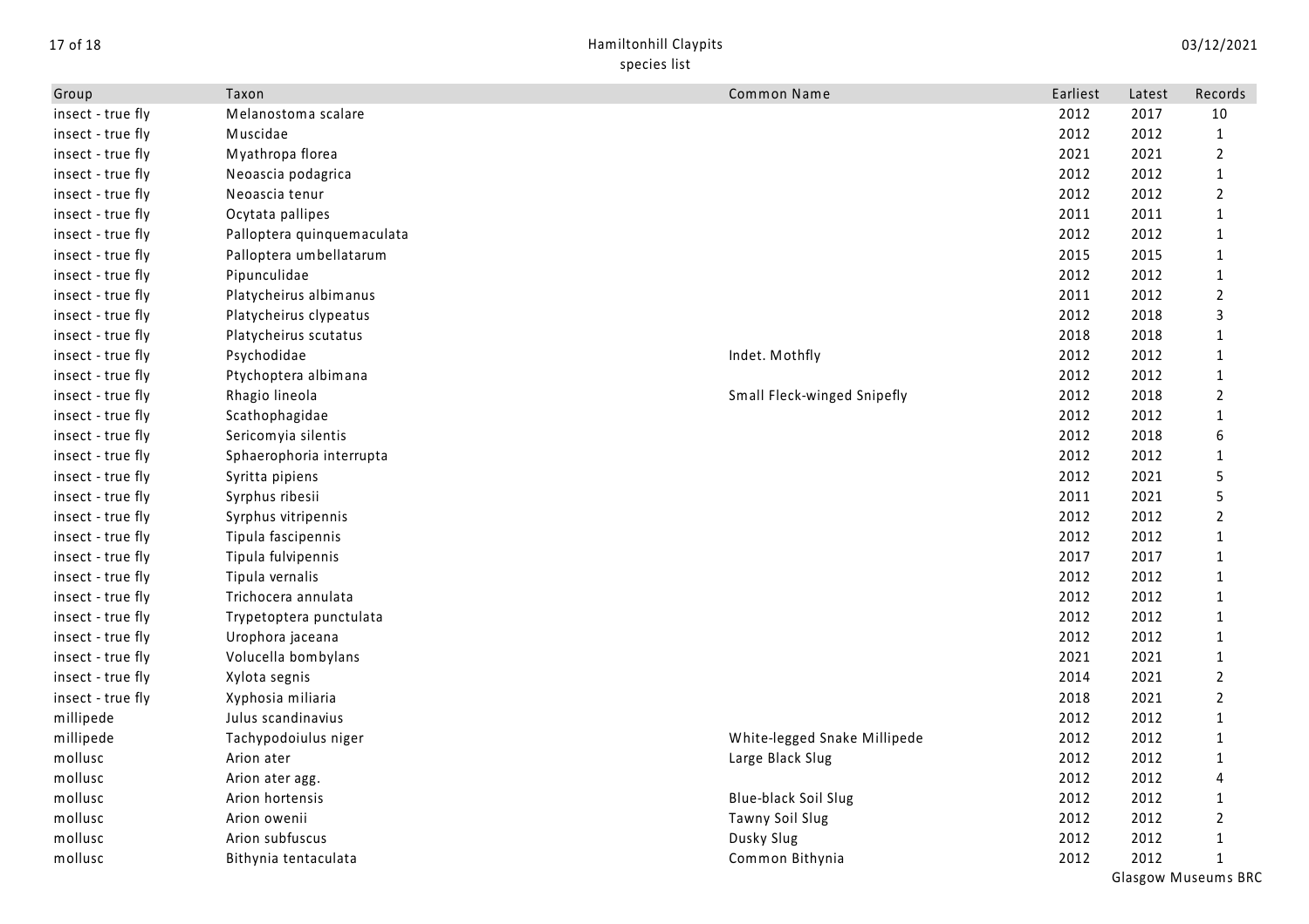| Group | Taxon | Common Name | Earliest | Latest | Records |
|---|---|---|---|---|---|
| insect - true fly | Melanostoma scalare | | 2012 | 2017 | 10 |
| insect - true fly | Muscidae | | 2012 | 2012 | 1 |
| insect - true fly | Myathropa florea | | 2021 | 2021 | 2 |
| insect - true fly | Neoascia podagrica | | 2012 | 2012 | 1 |
| insect - true fly | Neoascia tenur | | 2012 | 2012 | 2 |
| insect - true fly | Ocytata pallipes | | 2011 | 2011 | 1 |
| insect - true fly | Palloptera quinquemaculata | | 2012 | 2012 | 1 |
| insect - true fly | Palloptera umbellatarum | | 2015 | 2015 | 1 |
| insect - true fly | Pipunculidae | | 2012 | 2012 | 1 |
| insect - true fly | Platycheirus albimanus | | 2011 | 2012 | 2 |
| insect - true fly | Platycheirus clypeatus | | 2012 | 2018 | 3 |
| insect - true fly | Platycheirus scutatus | | 2018 | 2018 | 1 |
| insect - true fly | Psychodidae | Indet. Mothfly | 2012 | 2012 | 1 |
| insect - true fly | Ptychoptera albimana | | 2012 | 2012 | 1 |
| insect - true fly | Rhagio lineola | Small Fleck-winged Snipefly | 2012 | 2018 | 2 |
| insect - true fly | Scathophagidae | | 2012 | 2012 | 1 |
| insect - true fly | Sericomyia silentis | | 2012 | 2018 | 6 |
| insect - true fly | Sphaerophoria interrupta | | 2012 | 2012 | 1 |
| insect - true fly | Syritta pipiens | | 2012 | 2021 | 5 |
| insect - true fly | Syrphus ribesii | | 2011 | 2021 | 5 |
| insect - true fly | Syrphus vitripennis | | 2012 | 2012 | 2 |
| insect - true fly | Tipula fascipennis | | 2012 | 2012 | 1 |
| insect - true fly | Tipula fulvipennis | | 2017 | 2017 | 1 |
| insect - true fly | Tipula vernalis | | 2012 | 2012 | 1 |
| insect - true fly | Trichocera annulata | | 2012 | 2012 | 1 |
| insect - true fly | Trypetoptera punctulata | | 2012 | 2012 | 1 |
| insect - true fly | Urophora jaceana | | 2012 | 2012 | 1 |
| insect - true fly | Volucella bombylans | | 2021 | 2021 | 1 |
| insect - true fly | Xylota segnis | | 2014 | 2021 | 2 |
| insect - true fly | Xyphosia miliaria | | 2018 | 2021 | 2 |
| millipede | Julus scandinavius | | 2012 | 2012 | 1 |
| millipede | Tachypodoiulus niger | White-legged Snake Millipede | 2012 | 2012 | 1 |
| mollusc | Arion ater | Large Black Slug | 2012 | 2012 | 1 |
| mollusc | Arion ater agg. | | 2012 | 2012 | 4 |
| mollusc | Arion hortensis | Blue-black Soil Slug | 2012 | 2012 | 1 |
| mollusc | Arion owenii | Tawny Soil Slug | 2012 | 2012 | 2 |
| mollusc | Arion subfuscus | Dusky Slug | 2012 | 2012 | 1 |
| mollusc | Bithynia tentaculata | Common Bithynia | 2012 | 2012 | 1 |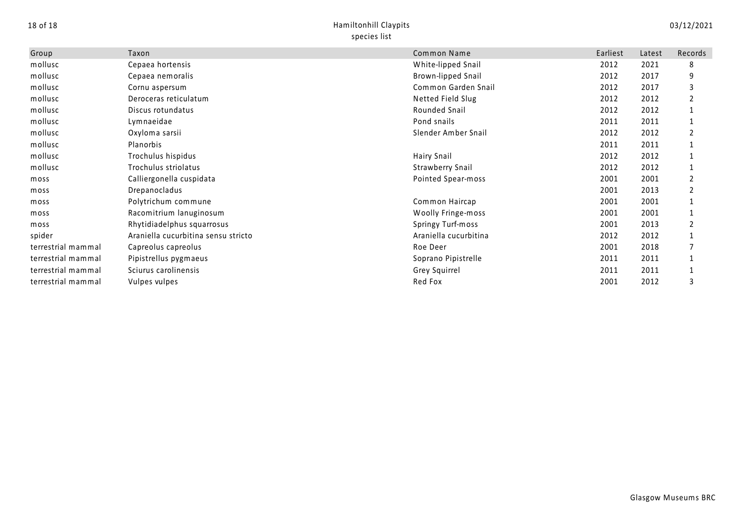| Group | Taxon | Common Name | Earliest | Latest | Records |
|---|---|---|---|---|---|
| mollusc | Cepaea hortensis | White-lipped Snail | 2012 | 2021 | 8 |
| mollusc | Cepaea nemoralis | Brown-lipped Snail | 2012 | 2017 | 9 |
| mollusc | Cornu aspersum | Common Garden Snail | 2012 | 2017 | 3 |
| mollusc | Deroceras reticulatum | Netted Field Slug | 2012 | 2012 | 2 |
| mollusc | Discus rotundatus | Rounded Snail | 2012 | 2012 | 1 |
| mollusc | Lymnaeidae | Pond snails | 2011 | 2011 | 1 |
| mollusc | Oxyloma sarsii | Slender Amber Snail | 2012 | 2012 | 2 |
| mollusc | Planorbis | | 2011 | 2011 | 1 |
| mollusc | Trochulus hispidus | Hairy Snail | 2012 | 2012 | 1 |
| mollusc | Trochulus striolatus | Strawberry Snail | 2012 | 2012 | 1 |
| moss | Calliergonella cuspidata | Pointed Spear-moss | 2001 | 2001 | 2 |
| moss | Drepanocladus | | 2001 | 2013 | 2 |
| moss | Polytrichum commune | Common Haircap | 2001 | 2001 | 1 |
| moss | Racomitrium lanuginosum | Woolly Fringe-moss | 2001 | 2001 | 1 |
| moss | Rhytidiadelphus squarrosus | Springy Turf-moss | 2001 | 2013 | 2 |
| spider | Araniella cucurbitina sensu stricto | Araniella cucurbitina | 2012 | 2012 | 1 |
| terrestrial mammal | Capreolus capreolus | Roe Deer | 2001 | 2018 | 7 |
| terrestrial mammal | Pipistrellus pygmaeus | Soprano Pipistrelle | 2011 | 2011 | 1 |
| terrestrial mammal | Sciurus carolinensis | Grey Squirrel | 2011 | 2011 | 1 |
| terrestrial mammal | Vulpes vulpes | Red Fox | 2001 | 2012 | 3 |